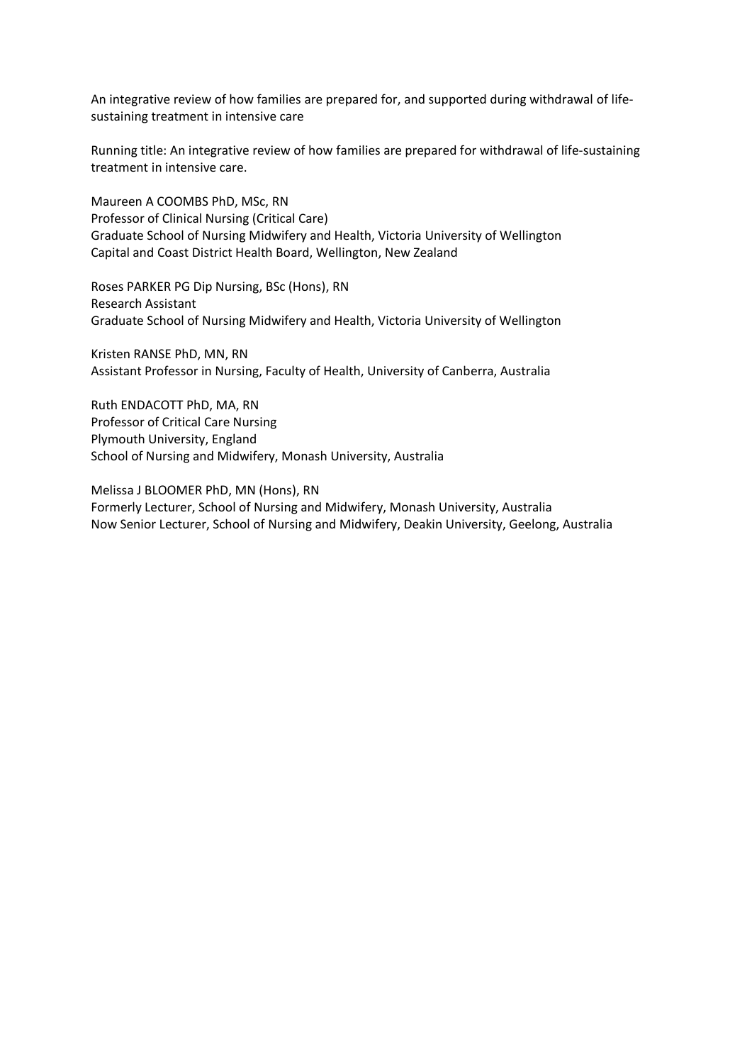An integrative review of how families are prepared for, and supported during withdrawal of life-sustaining treatment in intensive care

Running title: An integrative review of how families are prepared for withdrawal of life-sustaining treatment in intensive care.

Maureen A COOMBS PhD, MSc, RN
Professor of Clinical Nursing (Critical Care)
Graduate School of Nursing Midwifery and Health, Victoria University of Wellington
Capital and Coast District Health Board, Wellington, New Zealand

Roses PARKER PG Dip Nursing, BSc (Hons), RN
Research Assistant
Graduate School of Nursing Midwifery and Health, Victoria University of Wellington

Kristen RANSE PhD, MN, RN
Assistant Professor in Nursing, Faculty of Health, University of Canberra, Australia

Ruth ENDACOTT PhD, MA, RN
Professor of Critical Care Nursing
Plymouth University, England
School of Nursing and Midwifery, Monash University, Australia

Melissa J BLOOMER PhD, MN (Hons), RN
Formerly Lecturer, School of Nursing and Midwifery, Monash University, Australia
Now Senior Lecturer, School of Nursing and Midwifery, Deakin University, Geelong, Australia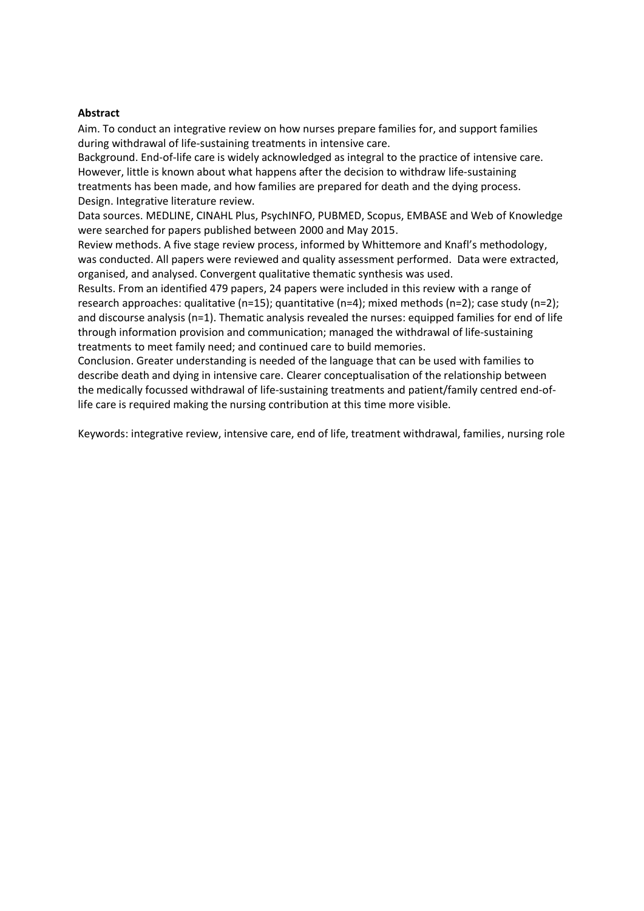**Abstract**

Aim. To conduct an integrative review on how nurses prepare families for, and support families during withdrawal of life-sustaining treatments in intensive care.

Background. End-of-life care is widely acknowledged as integral to the practice of intensive care. However, little is known about what happens after the decision to withdraw life-sustaining treatments has been made, and how families are prepared for death and the dying process.

Design. Integrative literature review.

Data sources. MEDLINE, CINAHL Plus, PsychINFO, PUBMED, Scopus, EMBASE and Web of Knowledge were searched for papers published between 2000 and May 2015.

Review methods. A five stage review process, informed by Whittemore and Knafl's methodology, was conducted. All papers were reviewed and quality assessment performed. Data were extracted, organised, and analysed. Convergent qualitative thematic synthesis was used.

Results. From an identified 479 papers, 24 papers were included in this review with a range of research approaches: qualitative (n=15); quantitative (n=4); mixed methods (n=2); case study (n=2); and discourse analysis (n=1). Thematic analysis revealed the nurses: equipped families for end of life through information provision and communication; managed the withdrawal of life-sustaining treatments to meet family need; and continued care to build memories.

Conclusion. Greater understanding is needed of the language that can be used with families to describe death and dying in intensive care. Clearer conceptualisation of the relationship between the medically focussed withdrawal of life-sustaining treatments and patient/family centred end-of-life care is required making the nursing contribution at this time more visible.

Keywords: integrative review, intensive care, end of life, treatment withdrawal, families, nursing role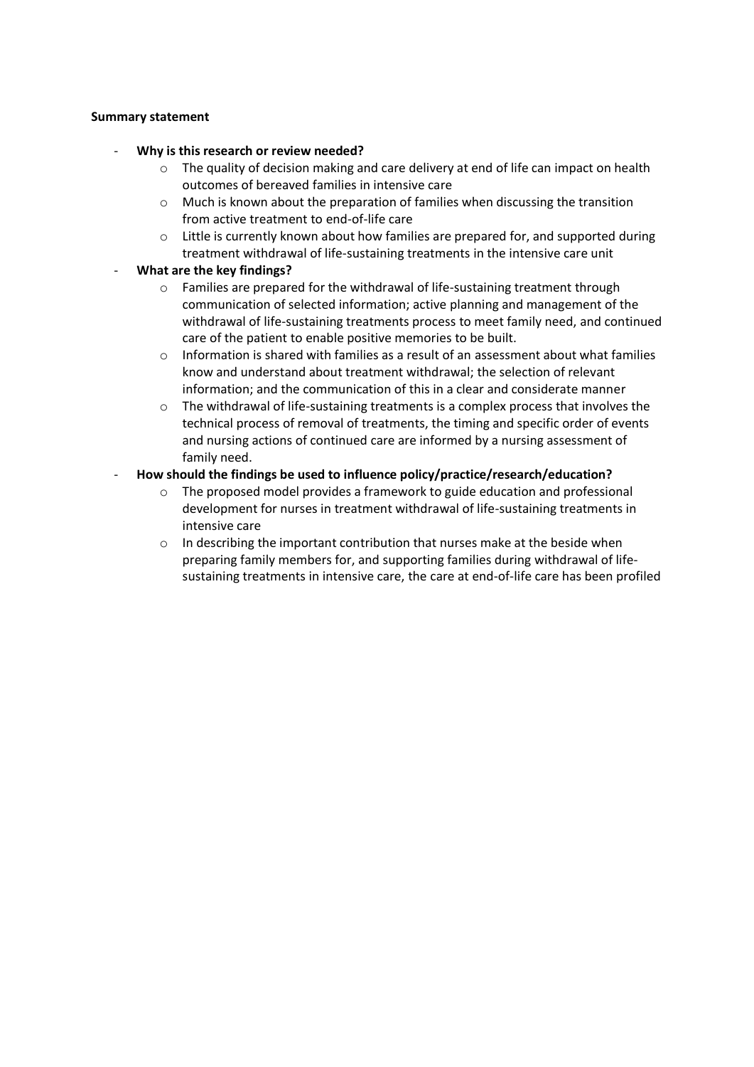**Summary statement**

- **Why is this research or review needed?**
    - The quality of decision making and care delivery at end of life can impact on health outcomes of bereaved families in intensive care
    - Much is known about the preparation of families when discussing the transition from active treatment to end-of-life care
    - Little is currently known about how families are prepared for, and supported during treatment withdrawal of life-sustaining treatments in the intensive care unit
- **What are the key findings?**
    - Families are prepared for the withdrawal of life-sustaining treatment through communication of selected information; active planning and management of the withdrawal of life-sustaining treatments process to meet family need, and continued care of the patient to enable positive memories to be built.
    - Information is shared with families as a result of an assessment about what families know and understand about treatment withdrawal; the selection of relevant information; and the communication of this in a clear and considerate manner
    - The withdrawal of life-sustaining treatments is a complex process that involves the technical process of removal of treatments, the timing and specific order of events and nursing actions of continued care are informed by a nursing assessment of family need.
- **How should the findings be used to influence policy/practice/research/education?**
    - The proposed model provides a framework to guide education and professional development for nurses in treatment withdrawal of life-sustaining treatments in intensive care
    - In describing the important contribution that nurses make at the beside when preparing family members for, and supporting families during withdrawal of life-sustaining treatments in intensive care, the care at end-of-life care has been profiled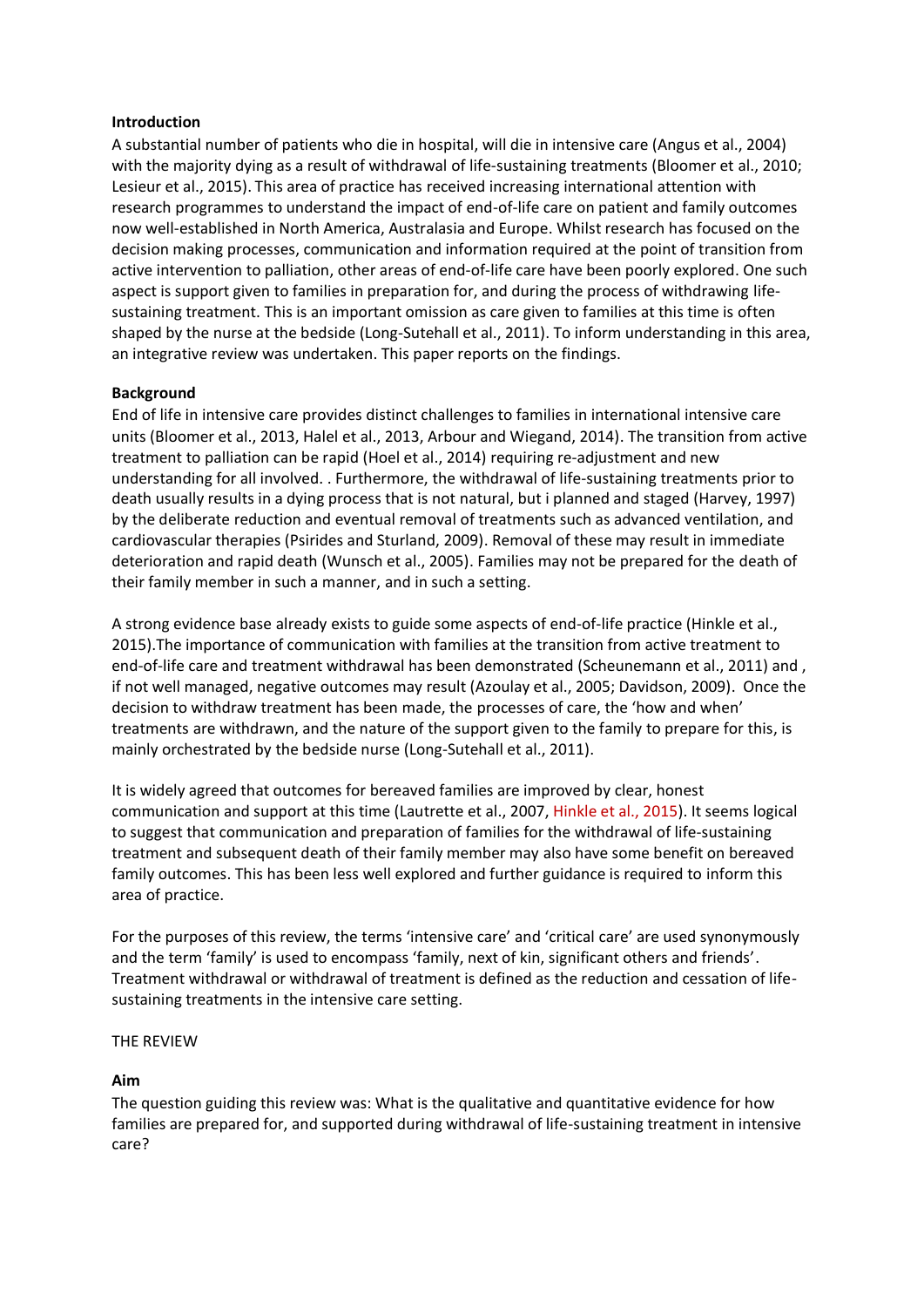**Introduction**

A substantial number of patients who die in hospital, will die in intensive care (Angus et al., 2004) with the majority dying as a result of withdrawal of life-sustaining treatments (Bloomer et al., 2010; Lesieur et al., 2015). This area of practice has received increasing international attention with research programmes to understand the impact of end-of-life care on patient and family outcomes now well-established in North America, Australasia and Europe. Whilst research has focused on the decision making processes, communication and information required at the point of transition from active intervention to palliation, other areas of end-of-life care have been poorly explored. One such aspect is support given to families in preparation for, and during the process of withdrawing life-sustaining treatment. This is an important omission as care given to families at this time is often shaped by the nurse at the bedside (Long-Sutehall et al., 2011). To inform understanding in this area, an integrative review was undertaken. This paper reports on the findings.

**Background**

End of life in intensive care provides distinct challenges to families in international intensive care units (Bloomer et al., 2013, Halel et al., 2013, Arbour and Wiegand, 2014). The transition from active treatment to palliation can be rapid (Hoel et al., 2014) requiring re-adjustment and new understanding for all involved. . Furthermore, the withdrawal of life-sustaining treatments prior to death usually results in a dying process that is not natural, but i planned and staged (Harvey, 1997) by the deliberate reduction and eventual removal of treatments such as advanced ventilation, and cardiovascular therapies (Psirides and Sturland, 2009). Removal of these may result in immediate deterioration and rapid death (Wunsch et al., 2005). Families may not be prepared for the death of their family member in such a manner, and in such a setting.

A strong evidence base already exists to guide some aspects of end-of-life practice (Hinkle et al., 2015).The importance of communication with families at the transition from active treatment to end-of-life care and treatment withdrawal has been demonstrated (Scheunemann et al., 2011) and , if not well managed, negative outcomes may result (Azoulay et al., 2005; Davidson, 2009). Once the decision to withdraw treatment has been made, the processes of care, the 'how and when' treatments are withdrawn, and the nature of the support given to the family to prepare for this, is mainly orchestrated by the bedside nurse (Long-Sutehall et al., 2011).

It is widely agreed that outcomes for bereaved families are improved by clear, honest communication and support at this time (Lautrette et al., 2007, Hinkle et al., 2015). It seems logical to suggest that communication and preparation of families for the withdrawal of life-sustaining treatment and subsequent death of their family member may also have some benefit on bereaved family outcomes. This has been less well explored and further guidance is required to inform this area of practice.

For the purposes of this review, the terms 'intensive care' and 'critical care' are used synonymously and the term 'family' is used to encompass 'family, next of kin, significant others and friends'. Treatment withdrawal or withdrawal of treatment is defined as the reduction and cessation of life-sustaining treatments in the intensive care setting.

THE REVIEW

**Aim**

The question guiding this review was: What is the qualitative and quantitative evidence for how families are prepared for, and supported during withdrawal of life-sustaining treatment in intensive care?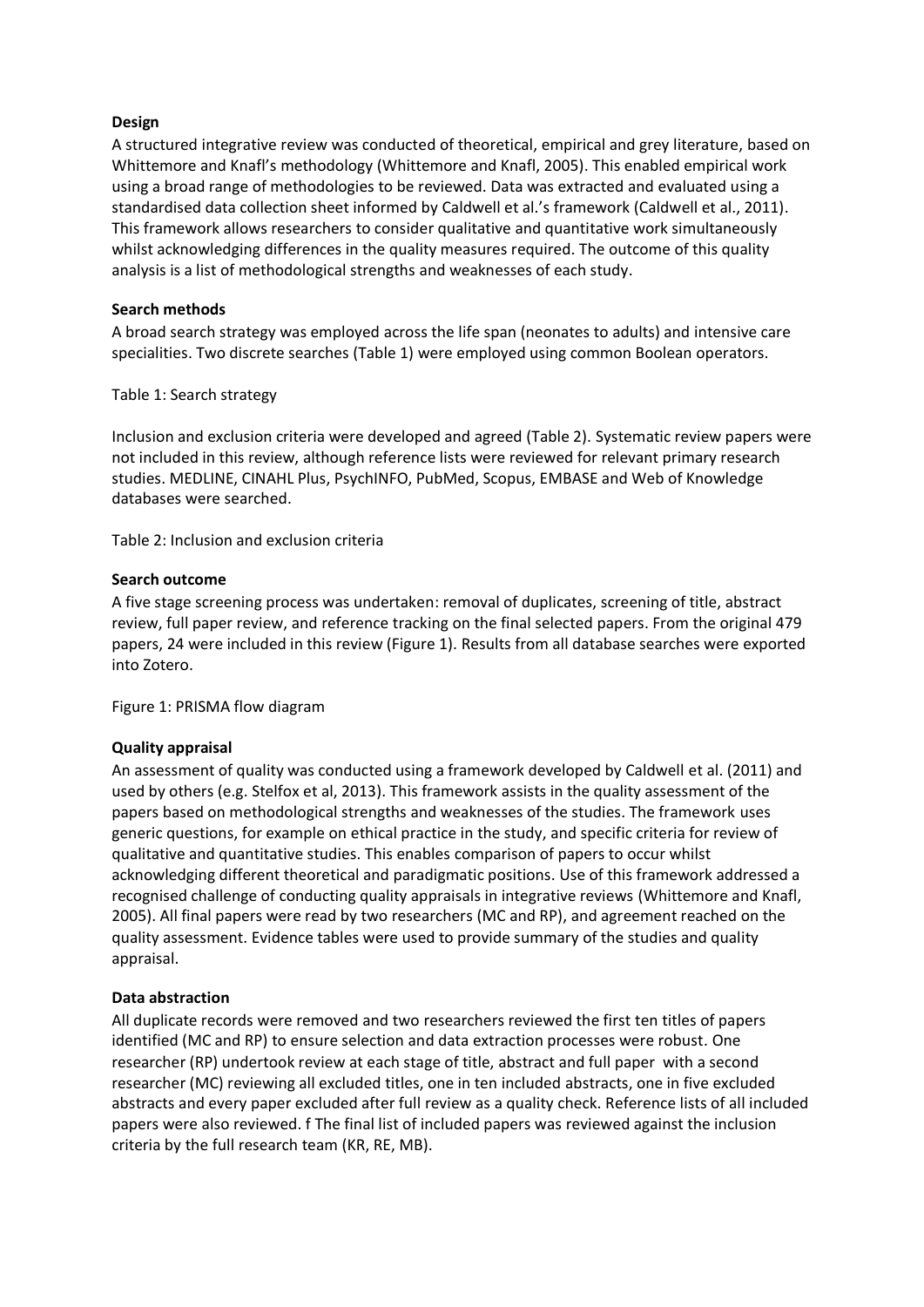**Design**

A structured integrative review was conducted of theoretical, empirical and grey literature, based on Whittemore and Knafl's methodology (Whittemore and Knafl, 2005). This enabled empirical work using a broad range of methodologies to be reviewed. Data was extracted and evaluated using a standardised data collection sheet informed by Caldwell et al.'s framework (Caldwell et al., 2011). This framework allows researchers to consider qualitative and quantitative work simultaneously whilst acknowledging differences in the quality measures required. The outcome of this quality analysis is a list of methodological strengths and weaknesses of each study.

**Search methods**

A broad search strategy was employed across the life span (neonates to adults) and intensive care specialities. Two discrete searches (Table 1) were employed using common Boolean operators.

Table 1: Search strategy

Inclusion and exclusion criteria were developed and agreed (Table 2). Systematic review papers were not included in this review, although reference lists were reviewed for relevant primary research studies. MEDLINE, CINAHL Plus, PsychINFO, PubMed, Scopus, EMBASE and Web of Knowledge databases were searched.

Table 2: Inclusion and exclusion criteria

**Search outcome**

A five stage screening process was undertaken: removal of duplicates, screening of title, abstract review, full paper review, and reference tracking on the final selected papers. From the original 479 papers, 24 were included in this review (Figure 1). Results from all database searches were exported into Zotero.

Figure 1: PRISMA flow diagram

**Quality appraisal**

An assessment of quality was conducted using a framework developed by Caldwell et al. (2011) and used by others (e.g. Stelfox et al, 2013). This framework assists in the quality assessment of the papers based on methodological strengths and weaknesses of the studies. The framework uses generic questions, for example on ethical practice in the study, and specific criteria for review of qualitative and quantitative studies. This enables comparison of papers to occur whilst acknowledging different theoretical and paradigmatic positions. Use of this framework addressed a recognised challenge of conducting quality appraisals in integrative reviews (Whittemore and Knafl, 2005). All final papers were read by two researchers (MC and RP), and agreement reached on the quality assessment. Evidence tables were used to provide summary of the studies and quality appraisal.

**Data abstraction**

All duplicate records were removed and two researchers reviewed the first ten titles of papers identified (MC and RP) to ensure selection and data extraction processes were robust. One researcher (RP) undertook review at each stage of title, abstract and full paper with a second researcher (MC) reviewing all excluded titles, one in ten included abstracts, one in five excluded abstracts and every paper excluded after full review as a quality check. Reference lists of all included papers were also reviewed. f The final list of included papers was reviewed against the inclusion criteria by the full research team (KR, RE, MB).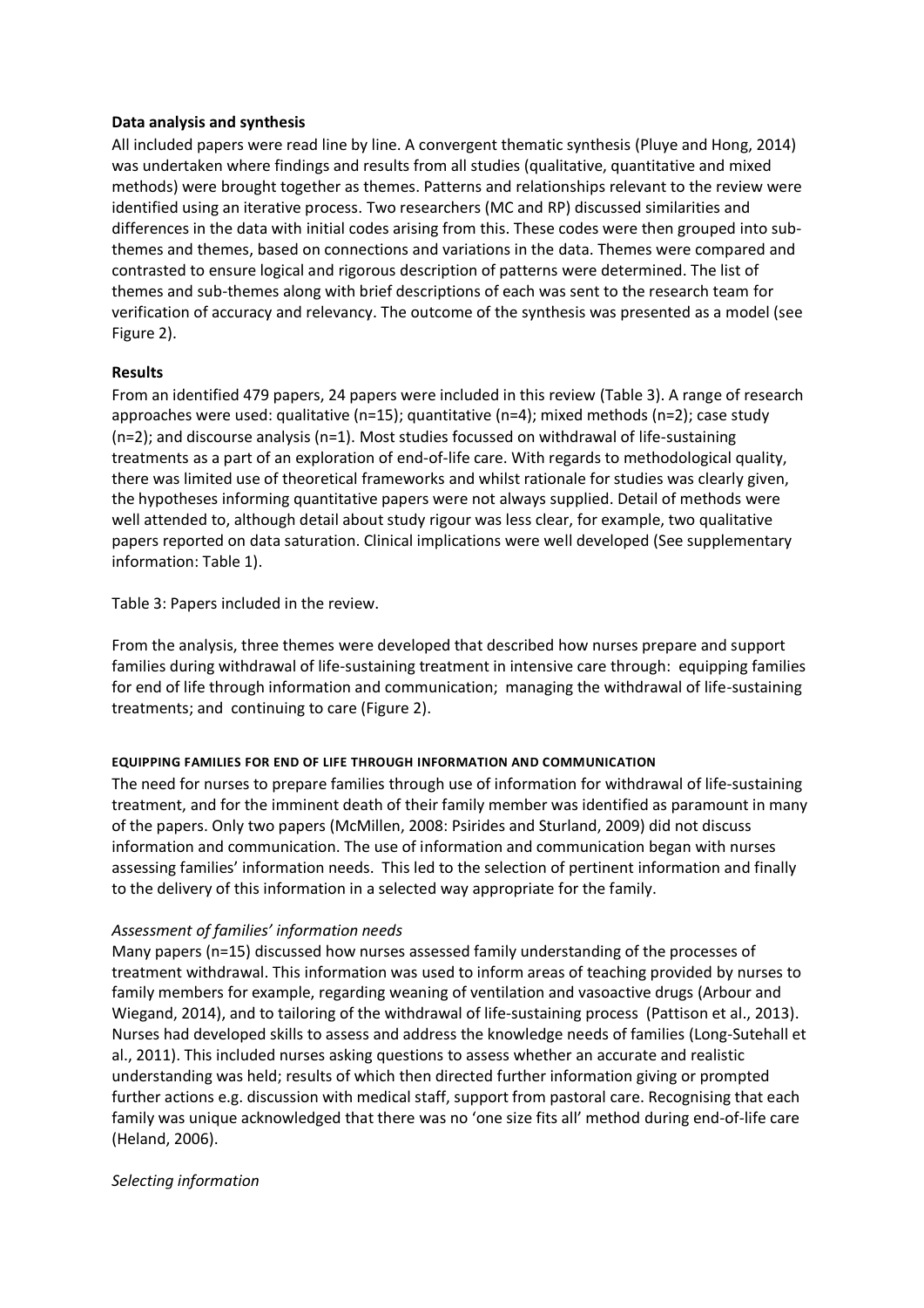### Data analysis and synthesis

All included papers were read line by line. A convergent thematic synthesis (Pluye and Hong, 2014) was undertaken where findings and results from all studies (qualitative, quantitative and mixed methods) were brought together as themes. Patterns and relationships relevant to the review were identified using an iterative process. Two researchers (MC and RP) discussed similarities and differences in the data with initial codes arising from this. These codes were then grouped into sub-themes and themes, based on connections and variations in the data. Themes were compared and contrasted to ensure logical and rigorous description of patterns were determined. The list of themes and sub-themes along with brief descriptions of each was sent to the research team for verification of accuracy and relevancy. The outcome of the synthesis was presented as a model (see Figure 2).

### Results

From an identified 479 papers, 24 papers were included in this review (Table 3). A range of research approaches were used: qualitative (n=15); quantitative (n=4); mixed methods (n=2); case study (n=2); and discourse analysis (n=1). Most studies focussed on withdrawal of life-sustaining treatments as a part of an exploration of end-of-life care. With regards to methodological quality, there was limited use of theoretical frameworks and whilst rationale for studies was clearly given, the hypotheses informing quantitative papers were not always supplied. Detail of methods were well attended to, although detail about study rigour was less clear, for example, two qualitative papers reported on data saturation. Clinical implications were well developed (See supplementary information: Table 1).

Table 3: Papers included in the review.

From the analysis, three themes were developed that described how nurses prepare and support families during withdrawal of life-sustaining treatment in intensive care through: equipping families for end of life through information and communication; managing the withdrawal of life-sustaining treatments; and continuing to care (Figure 2).

#### EQUIPPING FAMILIES FOR END OF LIFE THROUGH INFORMATION AND COMMUNICATION

The need for nurses to prepare families through use of information for withdrawal of life-sustaining treatment, and for the imminent death of their family member was identified as paramount in many of the papers. Only two papers (McMillen, 2008: Psirides and Sturland, 2009) did not discuss information and communication. The use of information and communication began with nurses assessing families' information needs. This led to the selection of pertinent information and finally to the delivery of this information in a selected way appropriate for the family.

*Assessment of families' information needs*

Many papers (n=15) discussed how nurses assessed family understanding of the processes of treatment withdrawal. This information was used to inform areas of teaching provided by nurses to family members for example, regarding weaning of ventilation and vasoactive drugs (Arbour and Wiegand, 2014), and to tailoring of the withdrawal of life-sustaining process (Pattison et al., 2013). Nurses had developed skills to assess and address the knowledge needs of families (Long-Sutehall et al., 2011). This included nurses asking questions to assess whether an accurate and realistic understanding was held; results of which then directed further information giving or prompted further actions e.g. discussion with medical staff, support from pastoral care. Recognising that each family was unique acknowledged that there was no 'one size fits all' method during end-of-life care (Heland, 2006).

*Selecting information*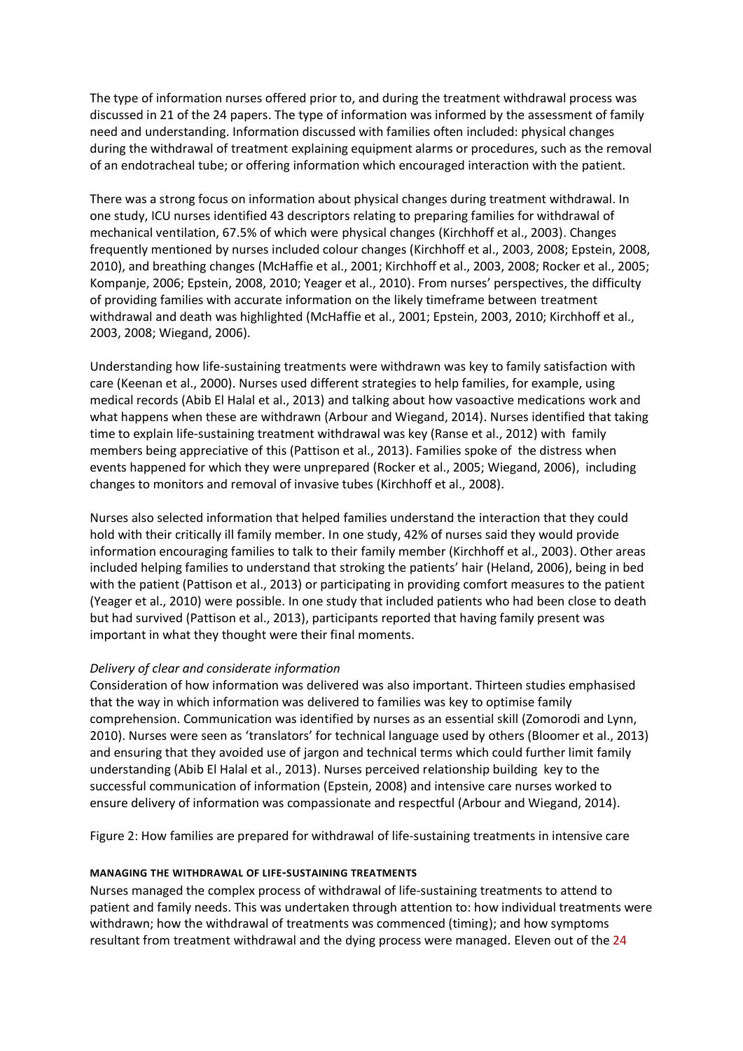The type of information nurses offered prior to, and during the treatment withdrawal process was discussed in 21 of the 24 papers. The type of information was informed by the assessment of family need and understanding. Information discussed with families often included: physical changes during the withdrawal of treatment explaining equipment alarms or procedures, such as the removal of an endotracheal tube; or offering information which encouraged interaction with the patient.

There was a strong focus on information about physical changes during treatment withdrawal. In one study, ICU nurses identified 43 descriptors relating to preparing families for withdrawal of mechanical ventilation, 67.5% of which were physical changes (Kirchhoff et al., 2003). Changes frequently mentioned by nurses included colour changes (Kirchhoff et al., 2003, 2008; Epstein, 2008, 2010), and breathing changes (McHaffie et al., 2001; Kirchhoff et al., 2003, 2008; Rocker et al., 2005; Kompanje, 2006; Epstein, 2008, 2010; Yeager et al., 2010). From nurses' perspectives, the difficulty of providing families with accurate information on the likely timeframe between treatment withdrawal and death was highlighted (McHaffie et al., 2001; Epstein, 2003, 2010; Kirchhoff et al., 2003, 2008; Wiegand, 2006).

Understanding how life-sustaining treatments were withdrawn was key to family satisfaction with care (Keenan et al., 2000). Nurses used different strategies to help families, for example, using medical records (Abib El Halal et al., 2013) and talking about how vasoactive medications work and what happens when these are withdrawn (Arbour and Wiegand, 2014). Nurses identified that taking time to explain life-sustaining treatment withdrawal was key (Ranse et al., 2012) with family members being appreciative of this (Pattison et al., 2013). Families spoke of the distress when events happened for which they were unprepared (Rocker et al., 2005; Wiegand, 2006), including changes to monitors and removal of invasive tubes (Kirchhoff et al., 2008).

Nurses also selected information that helped families understand the interaction that they could hold with their critically ill family member. In one study, 42% of nurses said they would provide information encouraging families to talk to their family member (Kirchhoff et al., 2003). Other areas included helping families to understand that stroking the patients' hair (Heland, 2006), being in bed with the patient (Pattison et al., 2013) or participating in providing comfort measures to the patient (Yeager et al., 2010) were possible. In one study that included patients who had been close to death but had survived (Pattison et al., 2013), participants reported that having family present was important in what they thought were their final moments.

*Delivery of clear and considerate information*

Consideration of how information was delivered was also important. Thirteen studies emphasised that the way in which information was delivered to families was key to optimise family comprehension. Communication was identified by nurses as an essential skill (Zomorodi and Lynn, 2010). Nurses were seen as 'translators' for technical language used by others (Bloomer et al., 2013) and ensuring that they avoided use of jargon and technical terms which could further limit family understanding (Abib El Halal et al., 2013). Nurses perceived relationship building key to the successful communication of information (Epstein, 2008) and intensive care nurses worked to ensure delivery of information was compassionate and respectful (Arbour and Wiegand, 2014).

Figure 2: How families are prepared for withdrawal of life-sustaining treatments in intensive care

#### MANAGING THE WITHDRAWAL OF LIFE-SUSTAINING TREATMENTS

Nurses managed the complex process of withdrawal of life-sustaining treatments to attend to patient and family needs. This was undertaken through attention to: how individual treatments were withdrawn; how the withdrawal of treatments was commenced (timing); and how symptoms resultant from treatment withdrawal and the dying process were managed. Eleven out of the 24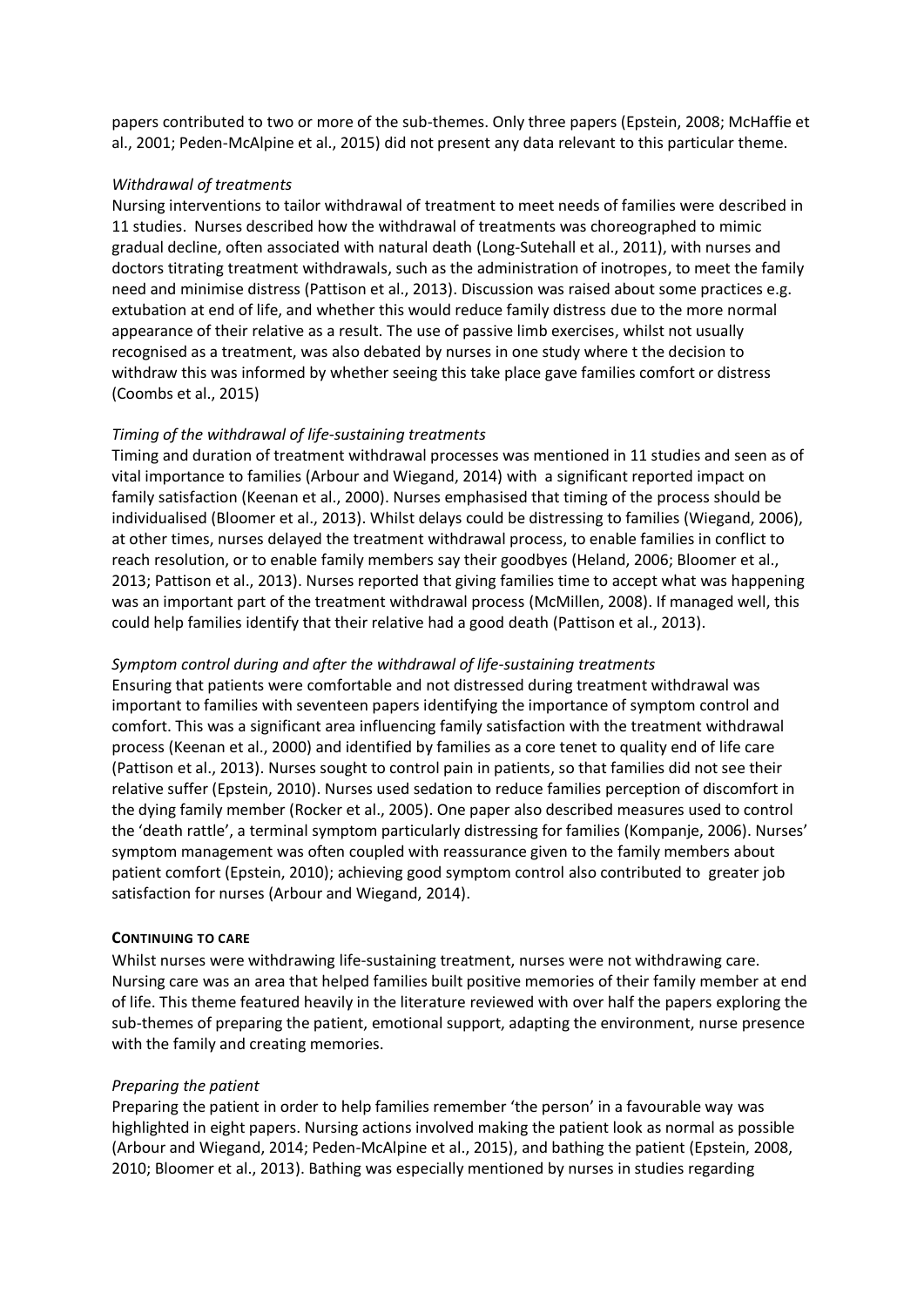papers contributed to two or more of the sub-themes. Only three papers (Epstein, 2008; McHaffie et al., 2001; Peden-McAlpine et al., 2015) did not present any data relevant to this particular theme.

*Withdrawal of treatments*

Nursing interventions to tailor withdrawal of treatment to meet needs of families were described in 11 studies. Nurses described how the withdrawal of treatments was choreographed to mimic gradual decline, often associated with natural death (Long-Sutehall et al., 2011), with nurses and doctors titrating treatment withdrawals, such as the administration of inotropes, to meet the family need and minimise distress (Pattison et al., 2013). Discussion was raised about some practices e.g. extubation at end of life, and whether this would reduce family distress due to the more normal appearance of their relative as a result. The use of passive limb exercises, whilst not usually recognised as a treatment, was also debated by nurses in one study where t the decision to withdraw this was informed by whether seeing this take place gave families comfort or distress (Coombs et al., 2015)

*Timing of the withdrawal of life-sustaining treatments*

Timing and duration of treatment withdrawal processes was mentioned in 11 studies and seen as of vital importance to families (Arbour and Wiegand, 2014) with a significant reported impact on family satisfaction (Keenan et al., 2000). Nurses emphasised that timing of the process should be individualised (Bloomer et al., 2013). Whilst delays could be distressing to families (Wiegand, 2006), at other times, nurses delayed the treatment withdrawal process, to enable families in conflict to reach resolution, or to enable family members say their goodbyes (Heland, 2006; Bloomer et al., 2013; Pattison et al., 2013). Nurses reported that giving families time to accept what was happening was an important part of the treatment withdrawal process (McMillen, 2008). If managed well, this could help families identify that their relative had a good death (Pattison et al., 2013).

*Symptom control during and after the withdrawal of life-sustaining treatments*

Ensuring that patients were comfortable and not distressed during treatment withdrawal was important to families with seventeen papers identifying the importance of symptom control and comfort. This was a significant area influencing family satisfaction with the treatment withdrawal process (Keenan et al., 2000) and identified by families as a core tenet to quality end of life care (Pattison et al., 2013). Nurses sought to control pain in patients, so that families did not see their relative suffer (Epstein, 2010). Nurses used sedation to reduce families perception of discomfort in the dying family member (Rocker et al., 2005). One paper also described measures used to control the 'death rattle', a terminal symptom particularly distressing for families (Kompanje, 2006). Nurses' symptom management was often coupled with reassurance given to the family members about patient comfort (Epstein, 2010); achieving good symptom control also contributed to greater job satisfaction for nurses (Arbour and Wiegand, 2014).

**CONTINUING TO CARE**

Whilst nurses were withdrawing life-sustaining treatment, nurses were not withdrawing care. Nursing care was an area that helped families built positive memories of their family member at end of life. This theme featured heavily in the literature reviewed with over half the papers exploring the sub-themes of preparing the patient, emotional support, adapting the environment, nurse presence with the family and creating memories.

*Preparing the patient*

Preparing the patient in order to help families remember 'the person' in a favourable way was highlighted in eight papers. Nursing actions involved making the patient look as normal as possible (Arbour and Wiegand, 2014; Peden-McAlpine et al., 2015), and bathing the patient (Epstein, 2008, 2010; Bloomer et al., 2013). Bathing was especially mentioned by nurses in studies regarding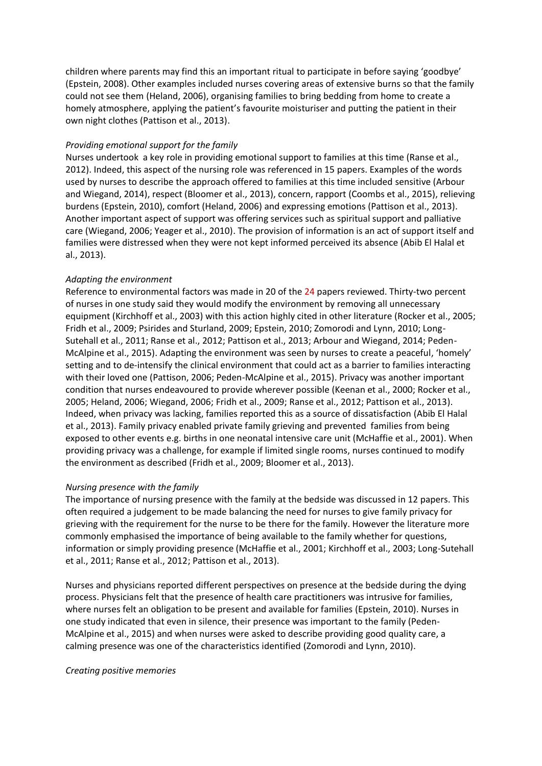children where parents may find this an important ritual to participate in before saying 'goodbye' (Epstein, 2008). Other examples included nurses covering areas of extensive burns so that the family could not see them (Heland, 2006), organising families to bring bedding from home to create a homely atmosphere, applying the patient's favourite moisturiser and putting the patient in their own night clothes (Pattison et al., 2013).

*Providing emotional support for the family*

Nurses undertook a key role in providing emotional support to families at this time (Ranse et al., 2012). Indeed, this aspect of the nursing role was referenced in 15 papers. Examples of the words used by nurses to describe the approach offered to families at this time included sensitive (Arbour and Wiegand, 2014), respect (Bloomer et al., 2013), concern, rapport (Coombs et al., 2015), relieving burdens (Epstein, 2010), comfort (Heland, 2006) and expressing emotions (Pattison et al., 2013). Another important aspect of support was offering services such as spiritual support and palliative care (Wiegand, 2006; Yeager et al., 2010). The provision of information is an act of support itself and families were distressed when they were not kept informed perceived its absence (Abib El Halal et al., 2013).

*Adapting the environment*

Reference to environmental factors was made in 20 of the 24 papers reviewed. Thirty-two percent of nurses in one study said they would modify the environment by removing all unnecessary equipment (Kirchhoff et al., 2003) with this action highly cited in other literature (Rocker et al., 2005; Fridh et al., 2009; Psirides and Sturland, 2009; Epstein, 2010; Zomorodi and Lynn, 2010; Long-Sutehall et al., 2011; Ranse et al., 2012; Pattison et al., 2013; Arbour and Wiegand, 2014; Peden-McAlpine et al., 2015). Adapting the environment was seen by nurses to create a peaceful, 'homely' setting and to de-intensify the clinical environment that could act as a barrier to families interacting with their loved one (Pattison, 2006; Peden-McAlpine et al., 2015). Privacy was another important condition that nurses endeavoured to provide wherever possible (Keenan et al., 2000; Rocker et al., 2005; Heland, 2006; Wiegand, 2006; Fridh et al., 2009; Ranse et al., 2012; Pattison et al., 2013). Indeed, when privacy was lacking, families reported this as a source of dissatisfaction (Abib El Halal et al., 2013). Family privacy enabled private family grieving and prevented families from being exposed to other events e.g. births in one neonatal intensive care unit (McHaffie et al., 2001). When providing privacy was a challenge, for example if limited single rooms, nurses continued to modify the environment as described (Fridh et al., 2009; Bloomer et al., 2013).

*Nursing presence with the family*

The importance of nursing presence with the family at the bedside was discussed in 12 papers. This often required a judgement to be made balancing the need for nurses to give family privacy for grieving with the requirement for the nurse to be there for the family. However the literature more commonly emphasised the importance of being available to the family whether for questions, information or simply providing presence (McHaffie et al., 2001; Kirchhoff et al., 2003; Long-Sutehall et al., 2011; Ranse et al., 2012; Pattison et al., 2013).

Nurses and physicians reported different perspectives on presence at the bedside during the dying process. Physicians felt that the presence of health care practitioners was intrusive for families, where nurses felt an obligation to be present and available for families (Epstein, 2010). Nurses in one study indicated that even in silence, their presence was important to the family (Peden-McAlpine et al., 2015) and when nurses were asked to describe providing good quality care, a calming presence was one of the characteristics identified (Zomorodi and Lynn, 2010).

*Creating positive memories*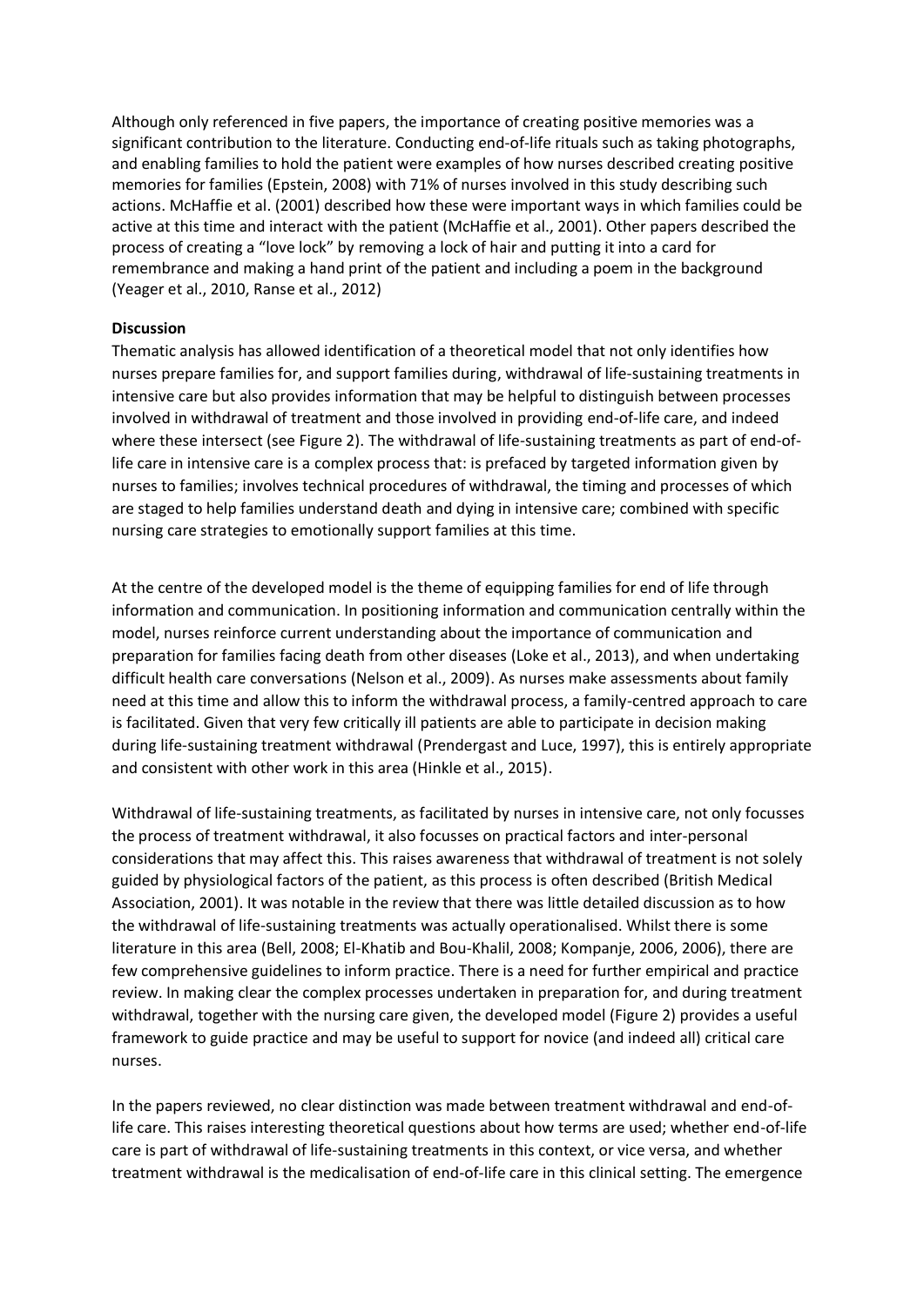Although only referenced in five papers, the importance of creating positive memories was a significant contribution to the literature. Conducting end-of-life rituals such as taking photographs, and enabling families to hold the patient were examples of how nurses described creating positive memories for families (Epstein, 2008) with 71% of nurses involved in this study describing such actions. McHaffie et al. (2001) described how these were important ways in which families could be active at this time and interact with the patient (McHaffie et al., 2001). Other papers described the process of creating a "love lock" by removing a lock of hair and putting it into a card for remembrance and making a hand print of the patient and including a poem in the background (Yeager et al., 2010, Ranse et al., 2012)

**Discussion**

Thematic analysis has allowed identification of a theoretical model that not only identifies how nurses prepare families for, and support families during, withdrawal of life-sustaining treatments in intensive care but also provides information that may be helpful to distinguish between processes involved in withdrawal of treatment and those involved in providing end-of-life care, and indeed where these intersect (see Figure 2). The withdrawal of life-sustaining treatments as part of end-of-life care in intensive care is a complex process that: is prefaced by targeted information given by nurses to families; involves technical procedures of withdrawal, the timing and processes of which are staged to help families understand death and dying in intensive care; combined with specific nursing care strategies to emotionally support families at this time.

At the centre of the developed model is the theme of equipping families for end of life through information and communication. In positioning information and communication centrally within the model, nurses reinforce current understanding about the importance of communication and preparation for families facing death from other diseases (Loke et al., 2013), and when undertaking difficult health care conversations (Nelson et al., 2009). As nurses make assessments about family need at this time and allow this to inform the withdrawal process, a family-centred approach to care is facilitated. Given that very few critically ill patients are able to participate in decision making during life-sustaining treatment withdrawal (Prendergast and Luce, 1997), this is entirely appropriate and consistent with other work in this area (Hinkle et al., 2015).

Withdrawal of life-sustaining treatments, as facilitated by nurses in intensive care, not only focusses the process of treatment withdrawal, it also focusses on practical factors and inter-personal considerations that may affect this. This raises awareness that withdrawal of treatment is not solely guided by physiological factors of the patient, as this process is often described (British Medical Association, 2001). It was notable in the review that there was little detailed discussion as to how the withdrawal of life-sustaining treatments was actually operationalised. Whilst there is some literature in this area (Bell, 2008; El-Khatib and Bou-Khalil, 2008; Kompanje, 2006, 2006), there are few comprehensive guidelines to inform practice. There is a need for further empirical and practice review. In making clear the complex processes undertaken in preparation for, and during treatment withdrawal, together with the nursing care given, the developed model (Figure 2) provides a useful framework to guide practice and may be useful to support for novice (and indeed all) critical care nurses.

In the papers reviewed, no clear distinction was made between treatment withdrawal and end-of-life care. This raises interesting theoretical questions about how terms are used; whether end-of-life care is part of withdrawal of life-sustaining treatments in this context, or vice versa, and whether treatment withdrawal is the medicalisation of end-of-life care in this clinical setting. The emergence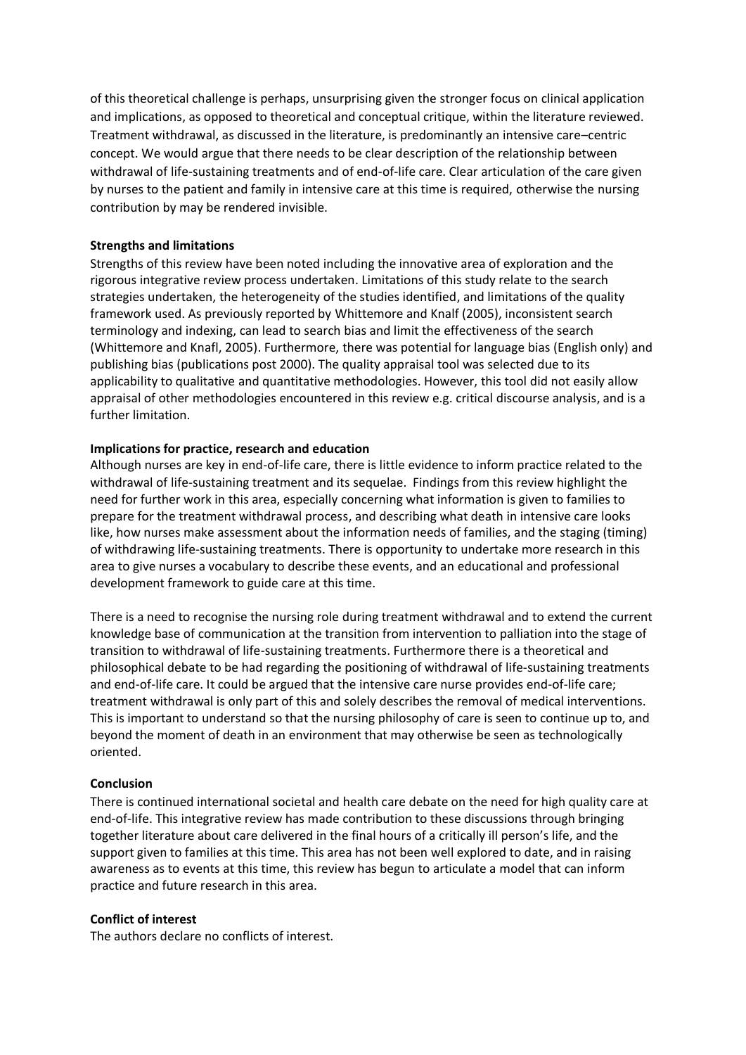of this theoretical challenge is perhaps, unsurprising given the stronger focus on clinical application and implications, as opposed to theoretical and conceptual critique, within the literature reviewed. Treatment withdrawal, as discussed in the literature, is predominantly an intensive care–centric concept. We would argue that there needs to be clear description of the relationship between withdrawal of life-sustaining treatments and of end-of-life care. Clear articulation of the care given by nurses to the patient and family in intensive care at this time is required, otherwise the nursing contribution by may be rendered invisible.

**Strengths and limitations**

Strengths of this review have been noted including the innovative area of exploration and the rigorous integrative review process undertaken. Limitations of this study relate to the search strategies undertaken, the heterogeneity of the studies identified, and limitations of the quality framework used. As previously reported by Whittemore and Knalf (2005), inconsistent search terminology and indexing, can lead to search bias and limit the effectiveness of the search (Whittemore and Knafl, 2005). Furthermore, there was potential for language bias (English only) and publishing bias (publications post 2000). The quality appraisal tool was selected due to its applicability to qualitative and quantitative methodologies. However, this tool did not easily allow appraisal of other methodologies encountered in this review e.g. critical discourse analysis, and is a further limitation.

**Implications for practice, research and education**

Although nurses are key in end-of-life care, there is little evidence to inform practice related to the withdrawal of life-sustaining treatment and its sequelae. Findings from this review highlight the need for further work in this area, especially concerning what information is given to families to prepare for the treatment withdrawal process, and describing what death in intensive care looks like, how nurses make assessment about the information needs of families, and the staging (timing) of withdrawing life-sustaining treatments. There is opportunity to undertake more research in this area to give nurses a vocabulary to describe these events, and an educational and professional development framework to guide care at this time.

There is a need to recognise the nursing role during treatment withdrawal and to extend the current knowledge base of communication at the transition from intervention to palliation into the stage of transition to withdrawal of life-sustaining treatments. Furthermore there is a theoretical and philosophical debate to be had regarding the positioning of withdrawal of life-sustaining treatments and end-of-life care. It could be argued that the intensive care nurse provides end-of-life care; treatment withdrawal is only part of this and solely describes the removal of medical interventions. This is important to understand so that the nursing philosophy of care is seen to continue up to, and beyond the moment of death in an environment that may otherwise be seen as technologically oriented.

**Conclusion**

There is continued international societal and health care debate on the need for high quality care at end-of-life. This integrative review has made contribution to these discussions through bringing together literature about care delivered in the final hours of a critically ill person's life, and the support given to families at this time. This area has not been well explored to date, and in raising awareness as to events at this time, this review has begun to articulate a model that can inform practice and future research in this area.

**Conflict of interest**

The authors declare no conflicts of interest.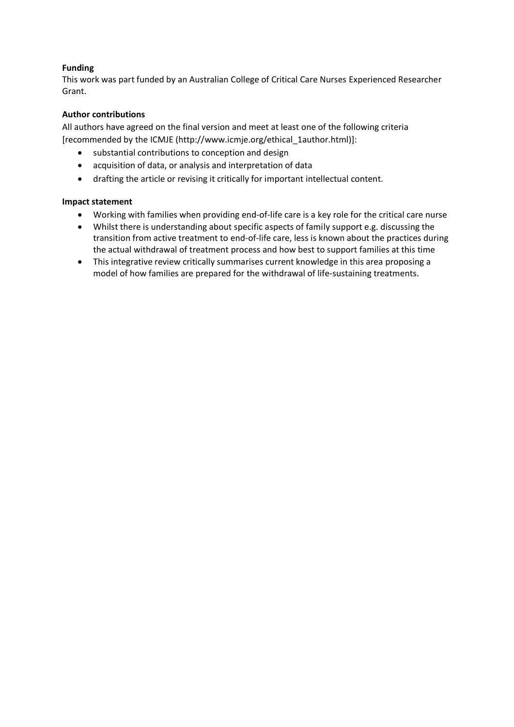**Funding**

This work was part funded by an Australian College of Critical Care Nurses Experienced Researcher Grant.

**Author contributions**

All authors have agreed on the final version and meet at least one of the following criteria [recommended by the ICMJE (http://www.icmje.org/ethical_1author.html)]:

- substantial contributions to conception and design
- acquisition of data, or analysis and interpretation of data
- drafting the article or revising it critically for important intellectual content.

**Impact statement**

- Working with families when providing end-of-life care is a key role for the critical care nurse
- Whilst there is understanding about specific aspects of family support e.g. discussing the transition from active treatment to end-of-life care, less is known about the practices during the actual withdrawal of treatment process and how best to support families at this time
- This integrative review critically summarises current knowledge in this area proposing a model of how families are prepared for the withdrawal of life-sustaining treatments.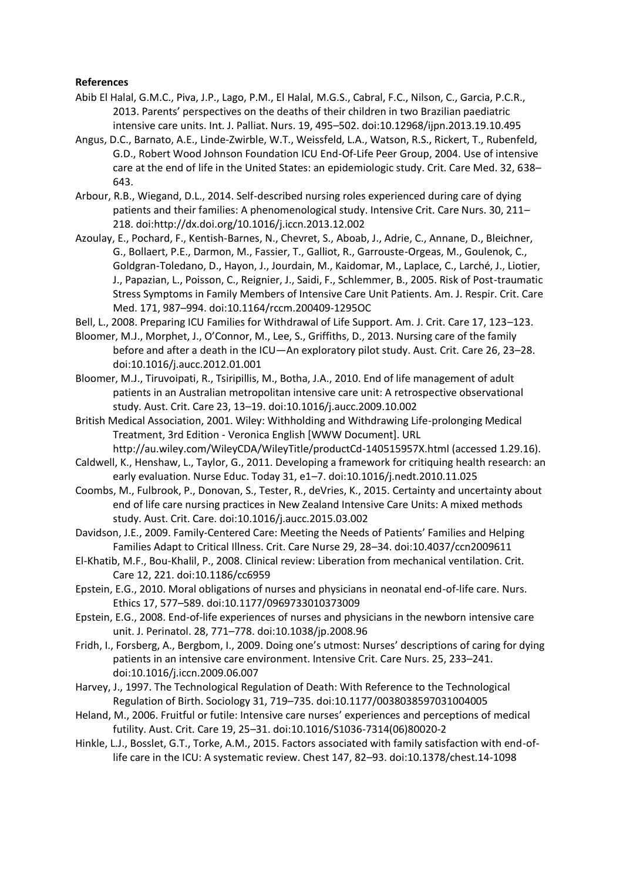**References**

Abib El Halal, G.M.C., Piva, J.P., Lago, P.M., El Halal, M.G.S., Cabral, F.C., Nilson, C., Garcia, P.C.R., 2013. Parents' perspectives on the deaths of their children in two Brazilian paediatric intensive care units. Int. J. Palliat. Nurs. 19, 495–502. doi:10.12968/ijpn.2013.19.10.495

Angus, D.C., Barnato, A.E., Linde-Zwirble, W.T., Weissfeld, L.A., Watson, R.S., Rickert, T., Rubenfeld, G.D., Robert Wood Johnson Foundation ICU End-Of-Life Peer Group, 2004. Use of intensive care at the end of life in the United States: an epidemiologic study. Crit. Care Med. 32, 638–643.

Arbour, R.B., Wiegand, D.L., 2014. Self-described nursing roles experienced during care of dying patients and their families: A phenomenological study. Intensive Crit. Care Nurs. 30, 211–218. doi:http://dx.doi.org/10.1016/j.iccn.2013.12.002

Azoulay, E., Pochard, F., Kentish-Barnes, N., Chevret, S., Aboab, J., Adrie, C., Annane, D., Bleichner, G., Bollaert, P.E., Darmon, M., Fassier, T., Galliot, R., Garrouste-Orgeas, M., Goulenok, C., Goldgran-Toledano, D., Hayon, J., Jourdain, M., Kaidomar, M., Laplace, C., Larché, J., Liotier, J., Papazian, L., Poisson, C., Reignier, J., Saidi, F., Schlemmer, B., 2005. Risk of Post-traumatic Stress Symptoms in Family Members of Intensive Care Unit Patients. Am. J. Respir. Crit. Care Med. 171, 987–994. doi:10.1164/rccm.200409-1295OC

Bell, L., 2008. Preparing ICU Families for Withdrawal of Life Support. Am. J. Crit. Care 17, 123–123.

Bloomer, M.J., Morphet, J., O'Connor, M., Lee, S., Griffiths, D., 2013. Nursing care of the family before and after a death in the ICU—An exploratory pilot study. Aust. Crit. Care 26, 23–28. doi:10.1016/j.aucc.2012.01.001

Bloomer, M.J., Tiruvoipati, R., Tsiripillis, M., Botha, J.A., 2010. End of life management of adult patients in an Australian metropolitan intensive care unit: A retrospective observational study. Aust. Crit. Care 23, 13–19. doi:10.1016/j.aucc.2009.10.002

British Medical Association, 2001. Wiley: Withholding and Withdrawing Life-prolonging Medical Treatment, 3rd Edition - Veronica English [WWW Document]. URL http://au.wiley.com/WileyCDA/WileyTitle/productCd-140515957X.html (accessed 1.29.16).

Caldwell, K., Henshaw, L., Taylor, G., 2011. Developing a framework for critiquing health research: an early evaluation. Nurse Educ. Today 31, e1–7. doi:10.1016/j.nedt.2010.11.025

Coombs, M., Fulbrook, P., Donovan, S., Tester, R., deVries, K., 2015. Certainty and uncertainty about end of life care nursing practices in New Zealand Intensive Care Units: A mixed methods study. Aust. Crit. Care. doi:10.1016/j.aucc.2015.03.002

Davidson, J.E., 2009. Family-Centered Care: Meeting the Needs of Patients' Families and Helping Families Adapt to Critical Illness. Crit. Care Nurse 29, 28–34. doi:10.4037/ccn2009611

El-Khatib, M.F., Bou-Khalil, P., 2008. Clinical review: Liberation from mechanical ventilation. Crit. Care 12, 221. doi:10.1186/cc6959

Epstein, E.G., 2010. Moral obligations of nurses and physicians in neonatal end-of-life care. Nurs. Ethics 17, 577–589. doi:10.1177/0969733010373009

Epstein, E.G., 2008. End-of-life experiences of nurses and physicians in the newborn intensive care unit. J. Perinatol. 28, 771–778. doi:10.1038/jp.2008.96

Fridh, I., Forsberg, A., Bergbom, I., 2009. Doing one's utmost: Nurses' descriptions of caring for dying patients in an intensive care environment. Intensive Crit. Care Nurs. 25, 233–241. doi:10.1016/j.iccn.2009.06.007

Harvey, J., 1997. The Technological Regulation of Death: With Reference to the Technological Regulation of Birth. Sociology 31, 719–735. doi:10.1177/0038038597031004005

Heland, M., 2006. Fruitful or futile: Intensive care nurses' experiences and perceptions of medical futility. Aust. Crit. Care 19, 25–31. doi:10.1016/S1036-7314(06)80020-2

Hinkle, L.J., Bosslet, G.T., Torke, A.M., 2015. Factors associated with family satisfaction with end-of-life care in the ICU: A systematic review. Chest 147, 82–93. doi:10.1378/chest.14-1098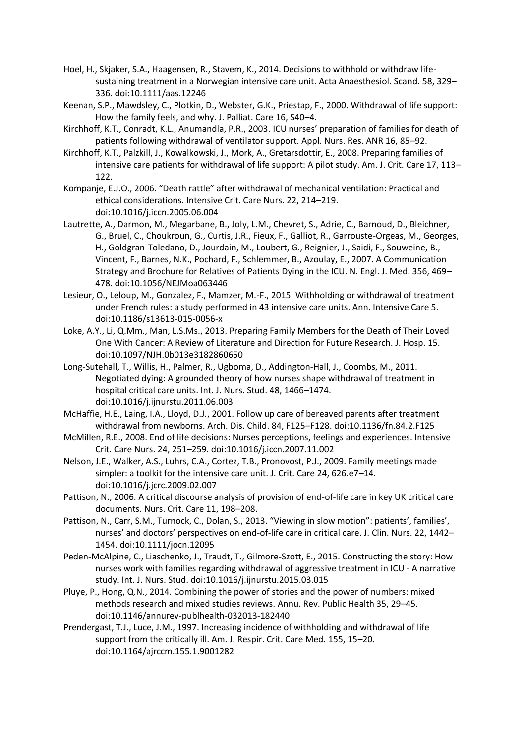Hoel, H., Skjaker, S.A., Haagensen, R., Stavem, K., 2014. Decisions to withhold or withdraw life-sustaining treatment in a Norwegian intensive care unit. Acta Anaesthesiol. Scand. 58, 329–336. doi:10.1111/aas.12246

Keenan, S.P., Mawdsley, C., Plotkin, D., Webster, G.K., Priestap, F., 2000. Withdrawal of life support: How the family feels, and why. J. Palliat. Care 16, S40–4.

Kirchhoff, K.T., Conradt, K.L., Anumandla, P.R., 2003. ICU nurses' preparation of families for death of patients following withdrawal of ventilator support. Appl. Nurs. Res. ANR 16, 85–92.

Kirchhoff, K.T., Palzkill, J., Kowalkowski, J., Mork, A., Gretarsdottir, E., 2008. Preparing families of intensive care patients for withdrawal of life support: A pilot study. Am. J. Crit. Care 17, 113–122.

Kompanje, E.J.O., 2006. "Death rattle" after withdrawal of mechanical ventilation: Practical and ethical considerations. Intensive Crit. Care Nurs. 22, 214–219. doi:10.1016/j.iccn.2005.06.004

Lautrette, A., Darmon, M., Megarbane, B., Joly, L.M., Chevret, S., Adrie, C., Barnoud, D., Bleichner, G., Bruel, C., Choukroun, G., Curtis, J.R., Fieux, F., Galliot, R., Garrouste-Orgeas, M., Georges, H., Goldgran-Toledano, D., Jourdain, M., Loubert, G., Reignier, J., Saidi, F., Souweine, B., Vincent, F., Barnes, N.K., Pochard, F., Schlemmer, B., Azoulay, E., 2007. A Communication Strategy and Brochure for Relatives of Patients Dying in the ICU. N. Engl. J. Med. 356, 469–478. doi:10.1056/NEJMoa063446

Lesieur, O., Leloup, M., Gonzalez, F., Mamzer, M.-F., 2015. Withholding or withdrawal of treatment under French rules: a study performed in 43 intensive care units. Ann. Intensive Care 5. doi:10.1186/s13613-015-0056-x

Loke, A.Y., Li, Q.Mm., Man, L.S.Ms., 2013. Preparing Family Members for the Death of Their Loved One With Cancer: A Review of Literature and Direction for Future Research. J. Hosp. 15. doi:10.1097/NJH.0b013e3182860650

Long-Sutehall, T., Willis, H., Palmer, R., Ugboma, D., Addington-Hall, J., Coombs, M., 2011. Negotiated dying: A grounded theory of how nurses shape withdrawal of treatment in hospital critical care units. Int. J. Nurs. Stud. 48, 1466–1474. doi:10.1016/j.ijnurstu.2011.06.003

McHaffie, H.E., Laing, I.A., Lloyd, D.J., 2001. Follow up care of bereaved parents after treatment withdrawal from newborns. Arch. Dis. Child. 84, F125–F128. doi:10.1136/fn.84.2.F125

McMillen, R.E., 2008. End of life decisions: Nurses perceptions, feelings and experiences. Intensive Crit. Care Nurs. 24, 251–259. doi:10.1016/j.iccn.2007.11.002

Nelson, J.E., Walker, A.S., Luhrs, C.A., Cortez, T.B., Pronovost, P.J., 2009. Family meetings made simpler: a toolkit for the intensive care unit. J. Crit. Care 24, 626.e7–14. doi:10.1016/j.jcrc.2009.02.007

Pattison, N., 2006. A critical discourse analysis of provision of end-of-life care in key UK critical care documents. Nurs. Crit. Care 11, 198–208.

Pattison, N., Carr, S.M., Turnock, C., Dolan, S., 2013. "Viewing in slow motion": patients', families', nurses' and doctors' perspectives on end-of-life care in critical care. J. Clin. Nurs. 22, 1442–1454. doi:10.1111/jocn.12095

Peden-McAlpine, C., Liaschenko, J., Traudt, T., Gilmore-Szott, E., 2015. Constructing the story: How nurses work with families regarding withdrawal of aggressive treatment in ICU - A narrative study. Int. J. Nurs. Stud. doi:10.1016/j.ijnurstu.2015.03.015

Pluye, P., Hong, Q.N., 2014. Combining the power of stories and the power of numbers: mixed methods research and mixed studies reviews. Annu. Rev. Public Health 35, 29–45. doi:10.1146/annurev-publhealth-032013-182440

Prendergast, T.J., Luce, J.M., 1997. Increasing incidence of withholding and withdrawal of life support from the critically ill. Am. J. Respir. Crit. Care Med. 155, 15–20. doi:10.1164/ajrccm.155.1.9001282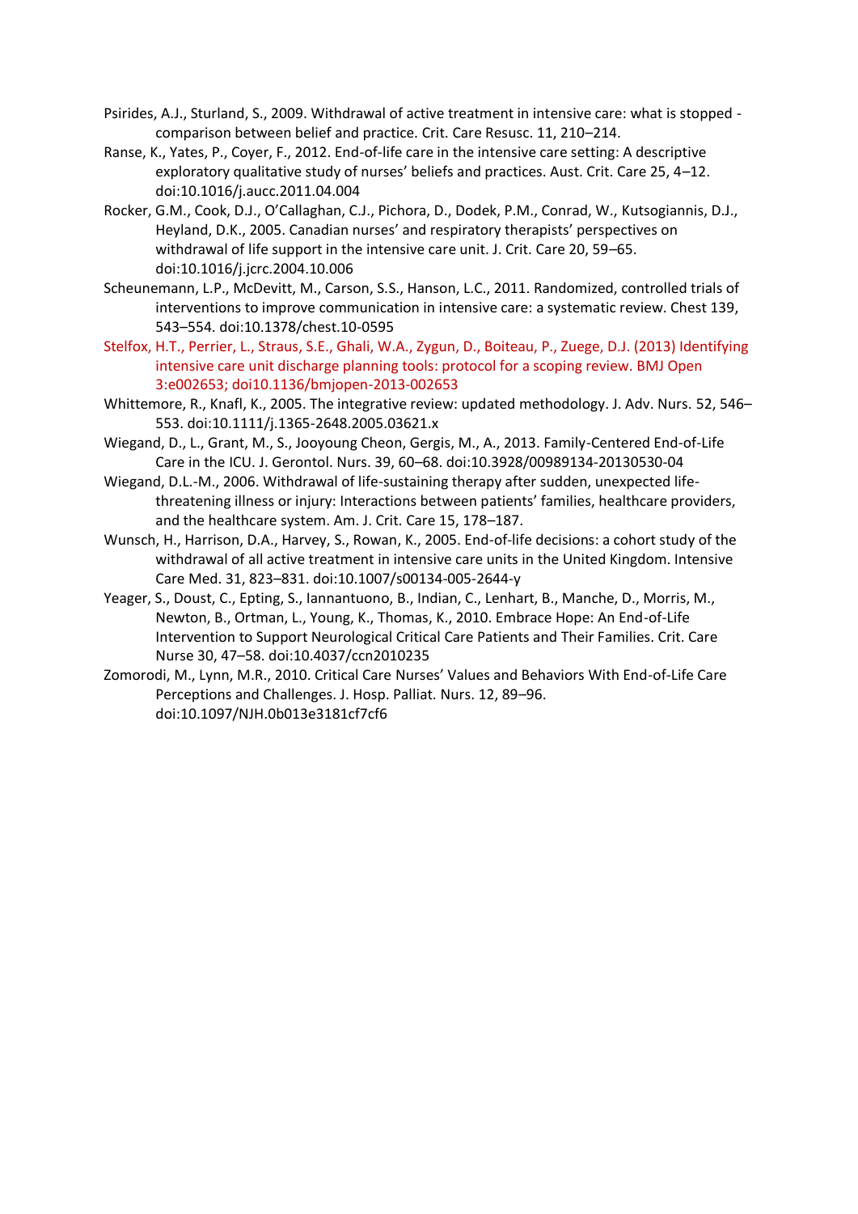Psirides, A.J., Sturland, S., 2009. Withdrawal of active treatment in intensive care: what is stopped - comparison between belief and practice. Crit. Care Resusc. 11, 210–214.

Ranse, K., Yates, P., Coyer, F., 2012. End-of-life care in the intensive care setting: A descriptive exploratory qualitative study of nurses' beliefs and practices. Aust. Crit. Care 25, 4–12. doi:10.1016/j.aucc.2011.04.004

Rocker, G.M., Cook, D.J., O'Callaghan, C.J., Pichora, D., Dodek, P.M., Conrad, W., Kutsogiannis, D.J., Heyland, D.K., 2005. Canadian nurses' and respiratory therapists' perspectives on withdrawal of life support in the intensive care unit. J. Crit. Care 20, 59–65. doi:10.1016/j.jcrc.2004.10.006

Scheunemann, L.P., McDevitt, M., Carson, S.S., Hanson, L.C., 2011. Randomized, controlled trials of interventions to improve communication in intensive care: a systematic review. Chest 139, 543–554. doi:10.1378/chest.10-0595

Stelfox, H.T., Perrier, L., Straus, S.E., Ghali, W.A., Zygun, D., Boiteau, P., Zuege, D.J. (2013) Identifying intensive care unit discharge planning tools: protocol for a scoping review. BMJ Open 3:e002653; doi10.1136/bmjopen-2013-002653

Whittemore, R., Knafl, K., 2005. The integrative review: updated methodology. J. Adv. Nurs. 52, 546–553. doi:10.1111/j.1365-2648.2005.03621.x

Wiegand, D., L., Grant, M., S., Jooyoung Cheon, Gergis, M., A., 2013. Family-Centered End-of-Life Care in the ICU. J. Gerontol. Nurs. 39, 60–68. doi:10.3928/00989134-20130530-04

Wiegand, D.L.-M., 2006. Withdrawal of life-sustaining therapy after sudden, unexpected life-threatening illness or injury: Interactions between patients' families, healthcare providers, and the healthcare system. Am. J. Crit. Care 15, 178–187.

Wunsch, H., Harrison, D.A., Harvey, S., Rowan, K., 2005. End-of-life decisions: a cohort study of the withdrawal of all active treatment in intensive care units in the United Kingdom. Intensive Care Med. 31, 823–831. doi:10.1007/s00134-005-2644-y

Yeager, S., Doust, C., Epting, S., Iannantuono, B., Indian, C., Lenhart, B., Manche, D., Morris, M., Newton, B., Ortman, L., Young, K., Thomas, K., 2010. Embrace Hope: An End-of-Life Intervention to Support Neurological Critical Care Patients and Their Families. Crit. Care Nurse 30, 47–58. doi:10.4037/ccn2010235

Zomorodi, M., Lynn, M.R., 2010. Critical Care Nurses' Values and Behaviors With End-of-Life Care Perceptions and Challenges. J. Hosp. Palliat. Nurs. 12, 89–96. doi:10.1097/NJH.0b013e3181cf7cf6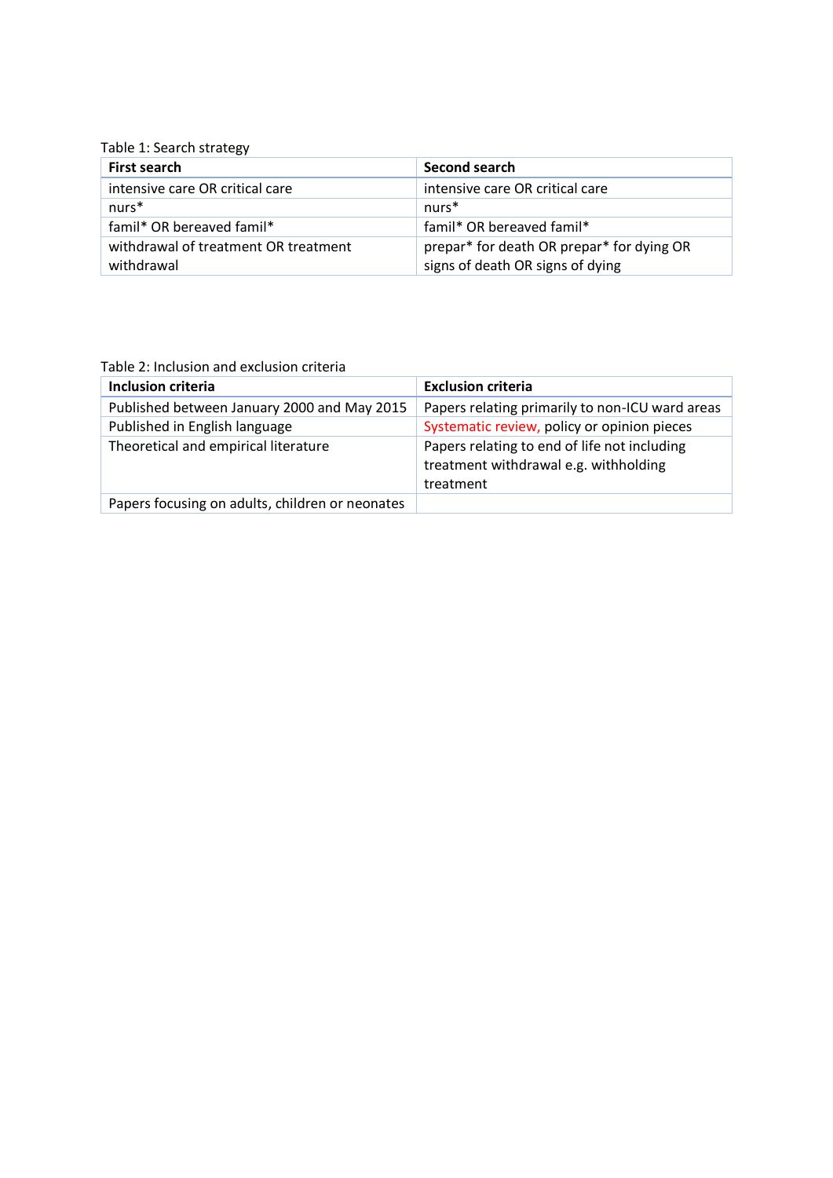Table 1: Search strategy

| First search | Second search |
|---|---|
| intensive care OR critical care | intensive care OR critical care |
| nurs* | nurs* |
| famil* OR bereaved famil* | famil* OR bereaved famil* |
| withdrawal of treatment OR treatment withdrawal | prepar* for death OR prepar* for dying OR signs of death OR signs of dying |

Table 2: Inclusion and exclusion criteria

| Inclusion criteria | Exclusion criteria |
|---|---|
| Published between January 2000 and May 2015 | Papers relating primarily to non-ICU ward areas |
| Published in English language | Systematic review, policy or opinion pieces |
| Theoretical and empirical literature | Papers relating to end of life not including treatment withdrawal e.g. withholding treatment |
| Papers focusing on adults, children or neonates | |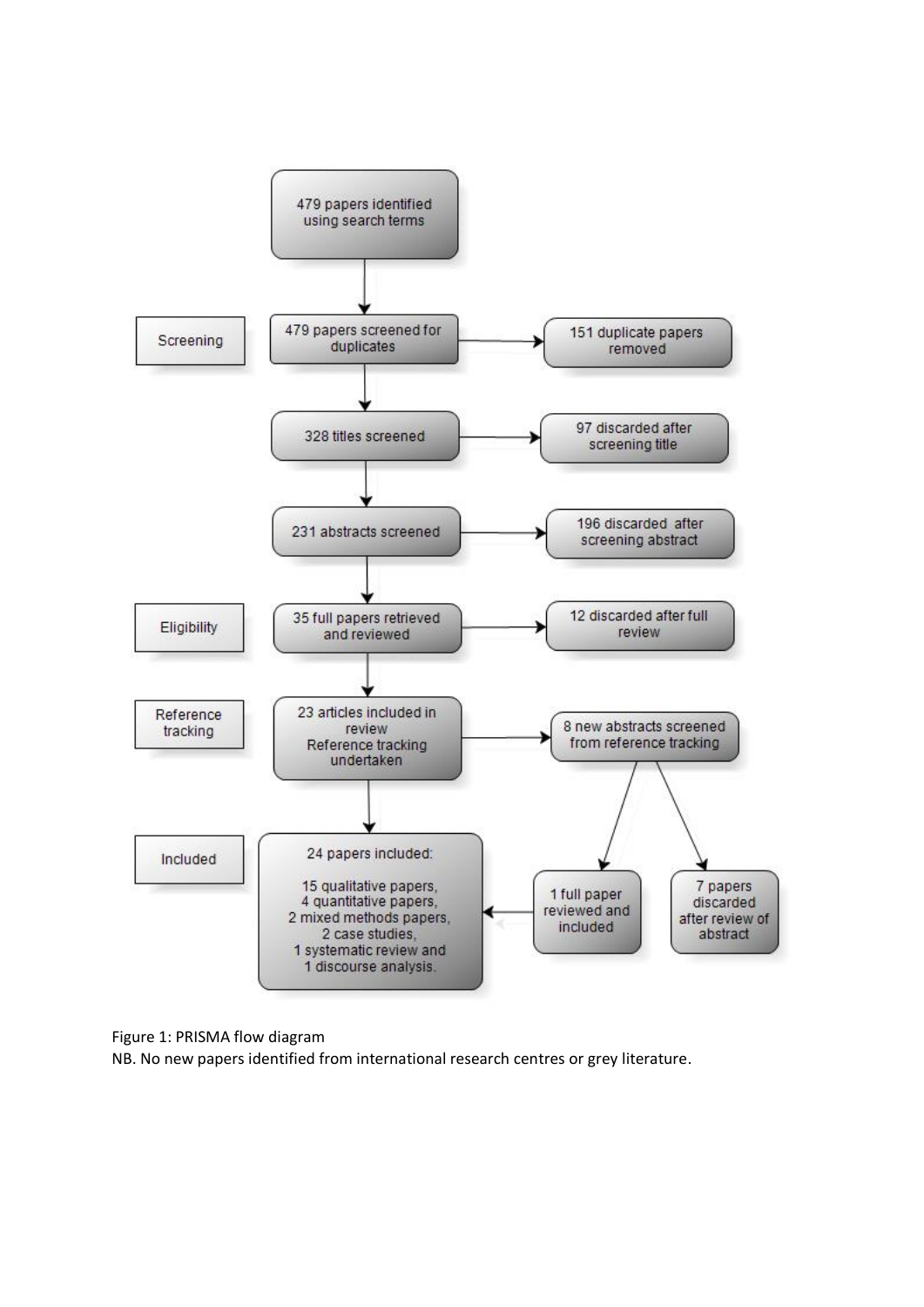Screening

479 papers identified using search terms

479 papers screened for duplicates → 151 duplicate papers removed

328 titles screened → 97 discarded after screening title

231 abstracts screened → 196 discarded after screening abstract

Eligibility

35 full papers retrieved and reviewed → 12 discarded after full review

Reference tracking

23 articles included in review
Reference tracking undertaken → 8 new abstracts screened from reference tracking

8 new abstracts screened from reference tracking → 1 full paper reviewed and included; 7 papers discarded after review of abstract

Included

24 papers included:

15 qualitative papers,
4 quantitative papers,
2 mixed methods papers,
2 case studies,
1 systematic review and
1 discourse analysis.

Figure 1: PRISMA flow diagram

NB. No new papers identified from international research centres or grey literature.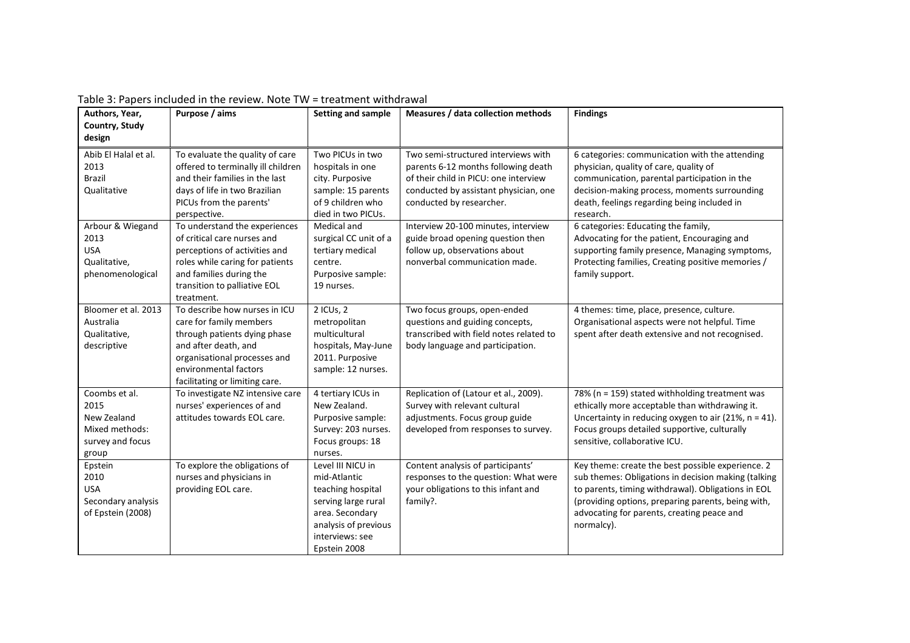Table 3: Papers included in the review. Note TW = treatment withdrawal

| Authors, Year, Country, Study design | Purpose / aims | Setting and sample | Measures / data collection methods | Findings |
|---|---|---|---|---|
| Abib El Halal et al. 2013 Brazil Qualitative | To evaluate the quality of care offered to terminally ill children and their families in the last days of life in two Brazilian PICUs from the parents' perspective. | Two PICUs in two hospitals in one city. Purposive sample: 15 parents of 9 children who died in two PICUs. | Two semi-structured interviews with parents 6-12 months following death of their child in PICU: one interview conducted by assistant physician, one conducted by researcher. | 6 categories: communication with the attending physician, quality of care, quality of communication, parental participation in the decision-making process, moments surrounding death, feelings regarding being included in research. |
| Arbour & Wiegand 2013 USA Qualitative, phenomenological | To understand the experiences of critical care nurses and perceptions of activities and roles while caring for patients and families during the transition to palliative EOL treatment. | Medical and surgical CC unit of a tertiary medical centre. Purposive sample: 19 nurses. | Interview 20-100 minutes, interview guide broad opening question then follow up, observations about nonverbal communication made. | 6 categories: Educating the family, Advocating for the patient, Encouraging and supporting family presence, Managing symptoms, Protecting families, Creating positive memories / family support. |
| Bloomer et al. 2013 Australia Qualitative, descriptive | To describe how nurses in ICU care for family members through patients dying phase and after death, and organisational processes and environmental factors facilitating or limiting care. | 2 ICUs, 2 metropolitan multicultural hospitals, May-June 2011. Purposive sample: 12 nurses. | Two focus groups, open-ended questions and guiding concepts, transcribed with field notes related to body language and participation. | 4 themes: time, place, presence, culture. Organisational aspects were not helpful. Time spent after death extensive and not recognised. |
| Coombs et al. 2015 New Zealand Mixed methods: survey and focus group | To investigate NZ intensive care nurses' experiences of and attitudes towards EOL care. | 4 tertiary ICUs in New Zealand. Purposive sample: Survey: 203 nurses. Focus groups: 18 nurses. | Replication of (Latour et al., 2009). Survey with relevant cultural adjustments. Focus group guide developed from responses to survey. | 78% (n = 159) stated withholding treatment was ethically more acceptable than withdrawing it. Uncertainty in reducing oxygen to air (21%, n = 41). Focus groups detailed supportive, culturally sensitive, collaborative ICU. |
| Epstein 2010 USA Secondary analysis of Epstein (2008) | To explore the obligations of nurses and physicians in providing EOL care. | Level III NICU in mid-Atlantic teaching hospital serving large rural area. Secondary analysis of previous interviews: see Epstein 2008 | Content analysis of participants' responses to the question: What were your obligations to this infant and family?. | Key theme: create the best possible experience. 2 sub themes: Obligations in decision making (talking to parents, timing withdrawal). Obligations in EOL (providing options, preparing parents, being with, advocating for parents, creating peace and normalcy). |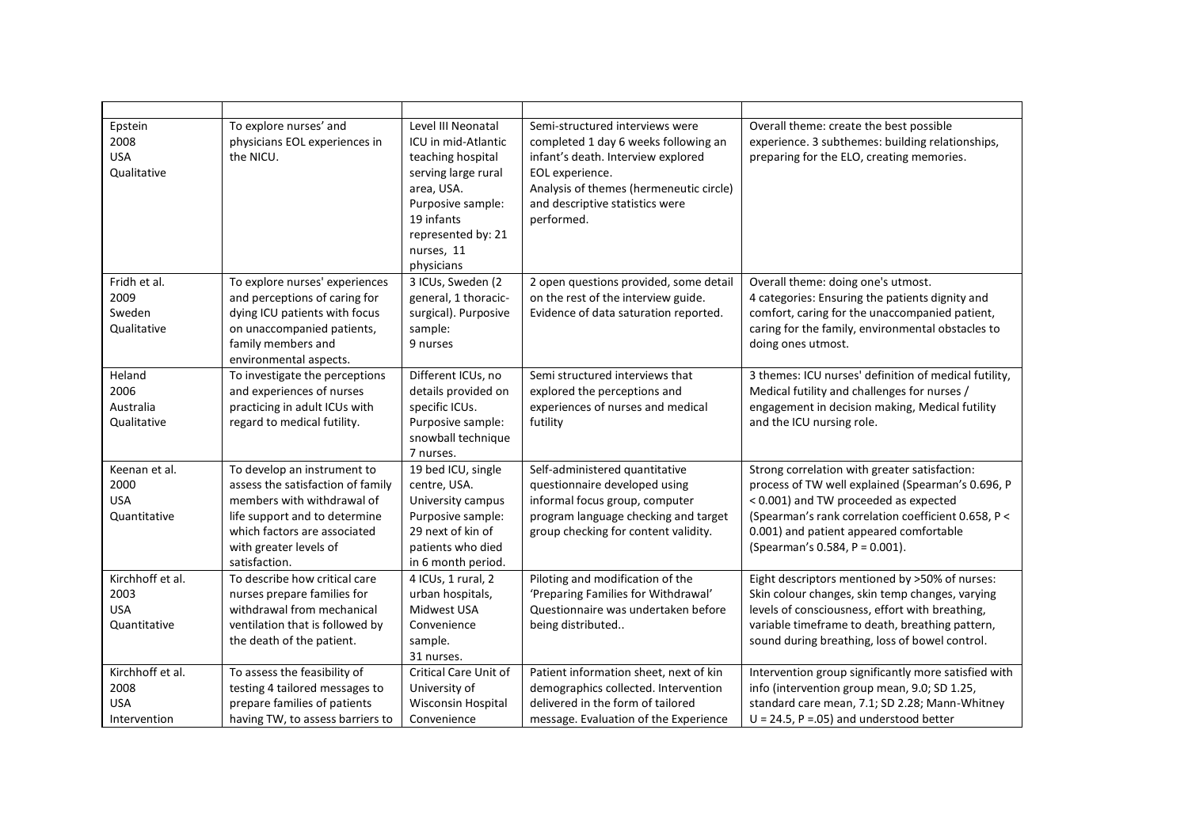| | | | | |
|---|---|---|---|---|
| Epstein<br>2008<br>USA<br>Qualitative | To explore nurses' and physicians EOL experiences in the NICU. | Level III Neonatal ICU in mid-Atlantic teaching hospital serving large rural area, USA.<br>Purposive sample: 19 infants represented by: 21 nurses, 11 physicians | Semi-structured interviews were completed 1 day 6 weeks following an infant's death. Interview explored EOL experience.<br>Analysis of themes (hermeneutic circle) and descriptive statistics were performed. | Overall theme: create the best possible experience. 3 subthemes: building relationships, preparing for the ELO, creating memories. |
| Fridh et al.<br>2009<br>Sweden<br>Qualitative | To explore nurses' experiences and perceptions of caring for dying ICU patients with focus on unaccompanied patients, family members and environmental aspects. | 3 ICUs, Sweden (2 general, 1 thoracic-surgical). Purposive sample:<br>9 nurses | 2 open questions provided, some detail on the rest of the interview guide. Evidence of data saturation reported. | Overall theme: doing one's utmost.<br>4 categories: Ensuring the patients dignity and comfort, caring for the unaccompanied patient, caring for the family, environmental obstacles to doing ones utmost. |
| Heland<br>2006<br>Australia<br>Qualitative | To investigate the perceptions and experiences of nurses practicing in adult ICUs with regard to medical futility. | Different ICUs, no details provided on specific ICUs.<br>Purposive sample: snowball technique<br>7 nurses. | Semi structured interviews that explored the perceptions and experiences of nurses and medical futility | 3 themes: ICU nurses' definition of medical futility, Medical futility and challenges for nurses / engagement in decision making, Medical futility and the ICU nursing role. |
| Keenan et al.<br>2000<br>USA<br>Quantitative | To develop an instrument to assess the satisfaction of family members with withdrawal of life support and to determine which factors are associated with greater levels of satisfaction. | 19 bed ICU, single centre, USA. University campus<br>Purposive sample: 29 next of kin of patients who died in 6 month period. | Self-administered quantitative questionnaire developed using informal focus group, computer program language checking and target group checking for content validity. | Strong correlation with greater satisfaction: process of TW well explained (Spearman's 0.696, $P < 0.001$) and TW proceeded as expected (Spearman's rank correlation coefficient 0.658, $P < 0.001$) and patient appeared comfortable (Spearman's 0.584, $P = 0.001$). |
| Kirchhoff et al.<br>2003<br>USA<br>Quantitative | To describe how critical care nurses prepare families for withdrawal from mechanical ventilation that is followed by the death of the patient. | 4 ICUs, 1 rural, 2 urban hospitals, Midwest USA<br>Convenience sample.<br>31 nurses. | Piloting and modification of the 'Preparing Families for Withdrawal' Questionnaire was undertaken before being distributed.. | Eight descriptors mentioned by >50% of nurses: Skin colour changes, skin temp changes, varying levels of consciousness, effort with breathing, variable timeframe to death, breathing pattern, sound during breathing, loss of bowel control. |
| Kirchhoff et al.<br>2008<br>USA<br>Intervention | To assess the feasibility of testing 4 tailored messages to prepare families of patients having TW, to assess barriers to | Critical Care Unit of University of Wisconsin Hospital<br>Convenience | Patient information sheet, next of kin demographics collected. Intervention delivered in the form of tailored message. Evaluation of the Experience | Intervention group significantly more satisfied with info (intervention group mean, 9.0; SD 1.25, standard care mean, 7.1; SD 2.28; Mann-Whitney $U = 24.5$, $P = .05$) and understood better |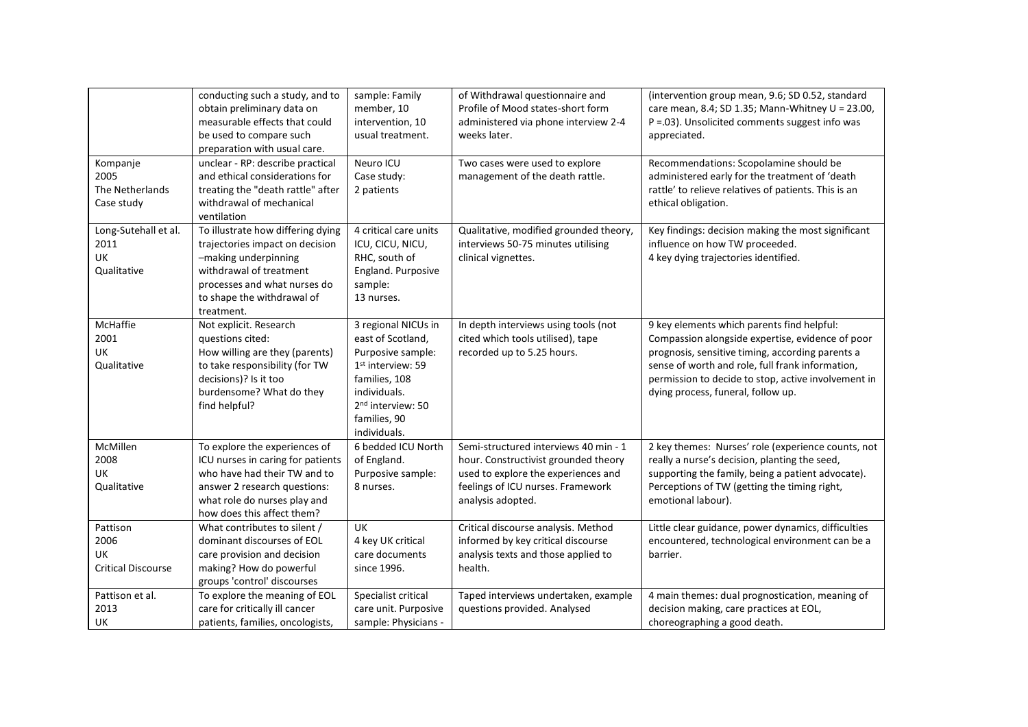| | | | | |
|---|---|---|---|---|
| | conducting such a study, and to obtain preliminary data on measurable effects that could be used to compare such preparation with usual care. | sample: Family member, 10 intervention, 10 usual treatment. | of Withdrawal questionnaire and Profile of Mood states-short form administered via phone interview 2-4 weeks later. | (intervention group mean, 9.6; SD 0.52, standard care mean, 8.4; SD 1.35; Mann-Whitney U = 23.00, P =.03). Unsolicited comments suggest info was appreciated. |
| Kompanje 2005 The Netherlands Case study | unclear - RP: describe practical and ethical considerations for treating the "death rattle" after withdrawal of mechanical ventilation | Neuro ICU Case study: 2 patients | Two cases were used to explore management of the death rattle. | Recommendations: Scopolamine should be administered early for the treatment of 'death rattle' to relieve relatives of patients. This is an ethical obligation. |
| Long-Sutehall et al. 2011 UK Qualitative | To illustrate how differing dying trajectories impact on decision –making underpinning withdrawal of treatment processes and what nurses do to shape the withdrawal of treatment. | 4 critical care units ICU, CICU, NICU, RHC, south of England. Purposive sample: 13 nurses. | Qualitative, modified grounded theory, interviews 50-75 minutes utilising clinical vignettes. | Key findings: decision making the most significant influence on how TW proceeded. 4 key dying trajectories identified. |
| McHaffie 2001 UK Qualitative | Not explicit. Research questions cited: How willing are they (parents) to take responsibility (for TW decisions)? Is it too burdensome? What do they find helpful? | 3 regional NICUs in east of Scotland, Purposive sample: 1st interview: 59 families, 108 individuals. 2nd interview: 50 families, 90 individuals. | In depth interviews using tools (not cited which tools utilised), tape recorded up to 5.25 hours. | 9 key elements which parents find helpful: Compassion alongside expertise, evidence of poor prognosis, sensitive timing, according parents a sense of worth and role, full frank information, permission to decide to stop, active involvement in dying process, funeral, follow up. |
| McMillen 2008 UK Qualitative | To explore the experiences of ICU nurses in caring for patients who have had their TW and to answer 2 research questions: what role do nurses play and how does this affect them? | 6 bedded ICU North of England. Purposive sample: 8 nurses. | Semi-structured interviews 40 min - 1 hour. Constructivist grounded theory used to explore the experiences and feelings of ICU nurses. Framework analysis adopted. | 2 key themes: Nurses' role (experience counts, not really a nurse's decision, planting the seed, supporting the family, being a patient advocate). Perceptions of TW (getting the timing right, emotional labour). |
| Pattison 2006 UK Critical Discourse | What contributes to silent / dominant discourses of EOL care provision and decision making? How do powerful groups 'control' discourses | UK 4 key UK critical care documents since 1996. | Critical discourse analysis. Method informed by key critical discourse analysis texts and those applied to health. | Little clear guidance, power dynamics, difficulties encountered, technological environment can be a barrier. |
| Pattison et al. 2013 UK | To explore the meaning of EOL care for critically ill cancer patients, families, oncologists, | Specialist critical care unit. Purposive sample: Physicians - | Taped interviews undertaken, example questions provided. Analysed | 4 main themes: dual prognostication, meaning of decision making, care practices at EOL, choreographing a good death. |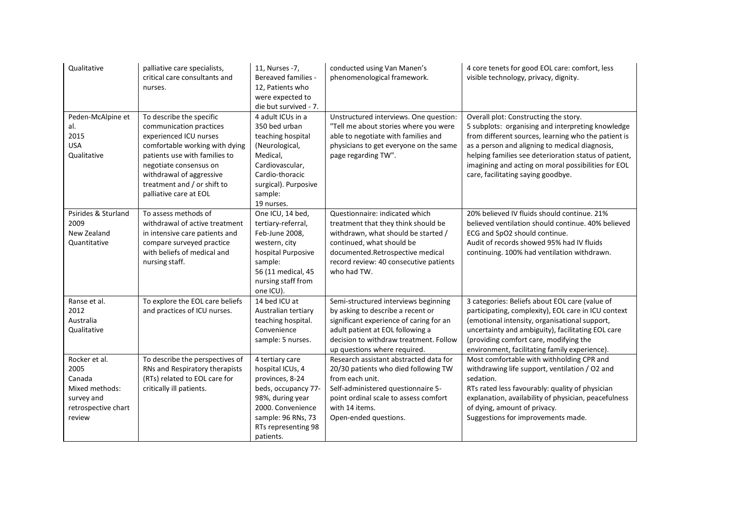| Qualitative | palliative care specialists, critical care consultants and nurses. | 11, Nurses -7, Bereaved families - 12, Patients who were expected to die but survived - 7. | conducted using Van Manen's phenomenological framework. | 4 core tenets for good EOL care: comfort, less visible technology, privacy, dignity. |
|---|---|---|---|---|
| Peden-McAlpine et al.<br>2015<br>USA<br>Qualitative | To describe the specific communication practices experienced ICU nurses comfortable working with dying patients use with families to negotiate consensus on withdrawal of aggressive treatment and / or shift to palliative care at EOL | 4 adult ICUs in a 350 bed urban teaching hospital (Neurological, Medical, Cardiovascular, Cardio-thoracic surgical). Purposive sample:<br>19 nurses. | Unstructured interviews. One question: "Tell me about stories where you were able to negotiate with families and physicians to get everyone on the same page regarding TW". | Overall plot: Constructing the story.<br>5 subplots: organising and interpreting knowledge from different sources, learning who the patient is as a person and aligning to medical diagnosis, helping families see deterioration status of patient, imagining and acting on moral possibilities for EOL care, facilitating saying goodbye. |
| Psirides & Sturland<br>2009<br>New Zealand<br>Quantitative | To assess methods of withdrawal of active treatment in intensive care patients and compare surveyed practice with beliefs of medical and nursing staff. | One ICU, 14 bed, tertiary-referral, Feb-June 2008, western, city hospital Purposive sample:<br>56 (11 medical, 45 nursing staff from one ICU). | Questionnaire: indicated which treatment that they think should be withdrawn, what should be started / continued, what should be documented.Retrospective medical record review: 40 consecutive patients who had TW. | 20% believed IV fluids should continue. 21% believed ventilation should continue. 40% believed ECG and SpO2 should continue.<br>Audit of records showed 95% had IV fluids continuing. 100% had ventilation withdrawn. |
| Ranse et al.<br>2012<br>Australia<br>Qualitative | To explore the EOL care beliefs and practices of ICU nurses. | 14 bed ICU at Australian tertiary teaching hospital. Convenience sample: 5 nurses. | Semi-structured interviews beginning by asking to describe a recent or significant experience of caring for an adult patient at EOL following a decision to withdraw treatment. Follow up questions where required. | 3 categories: Beliefs about EOL care (value of participating, complexity), EOL care in ICU context (emotional intensity, organisational support, uncertainty and ambiguity), facilitating EOL care (providing comfort care, modifying the environment, facilitating family experience). |
| Rocker et al.<br>2005<br>Canada<br>Mixed methods: survey and retrospective chart review | To describe the perspectives of RNs and Respiratory therapists (RTs) related to EOL care for critically ill patients. | 4 tertiary care hospital ICUs, 4 provinces, 8-24 beds, occupancy 77-98%, during year 2000. Convenience sample: 96 RNs, 73 RTs representing 98 patients. | Research assistant abstracted data for 20/30 patients who died following TW from each unit.<br>Self-administered questionnaire 5-point ordinal scale to assess comfort with 14 items.<br>Open-ended questions. | Most comfortable with withholding CPR and withdrawing life support, ventilation / O2 and sedation.<br>RTs rated less favourably: quality of physician explanation, availability of physician, peacefulness of dying, amount of privacy.<br>Suggestions for improvements made. |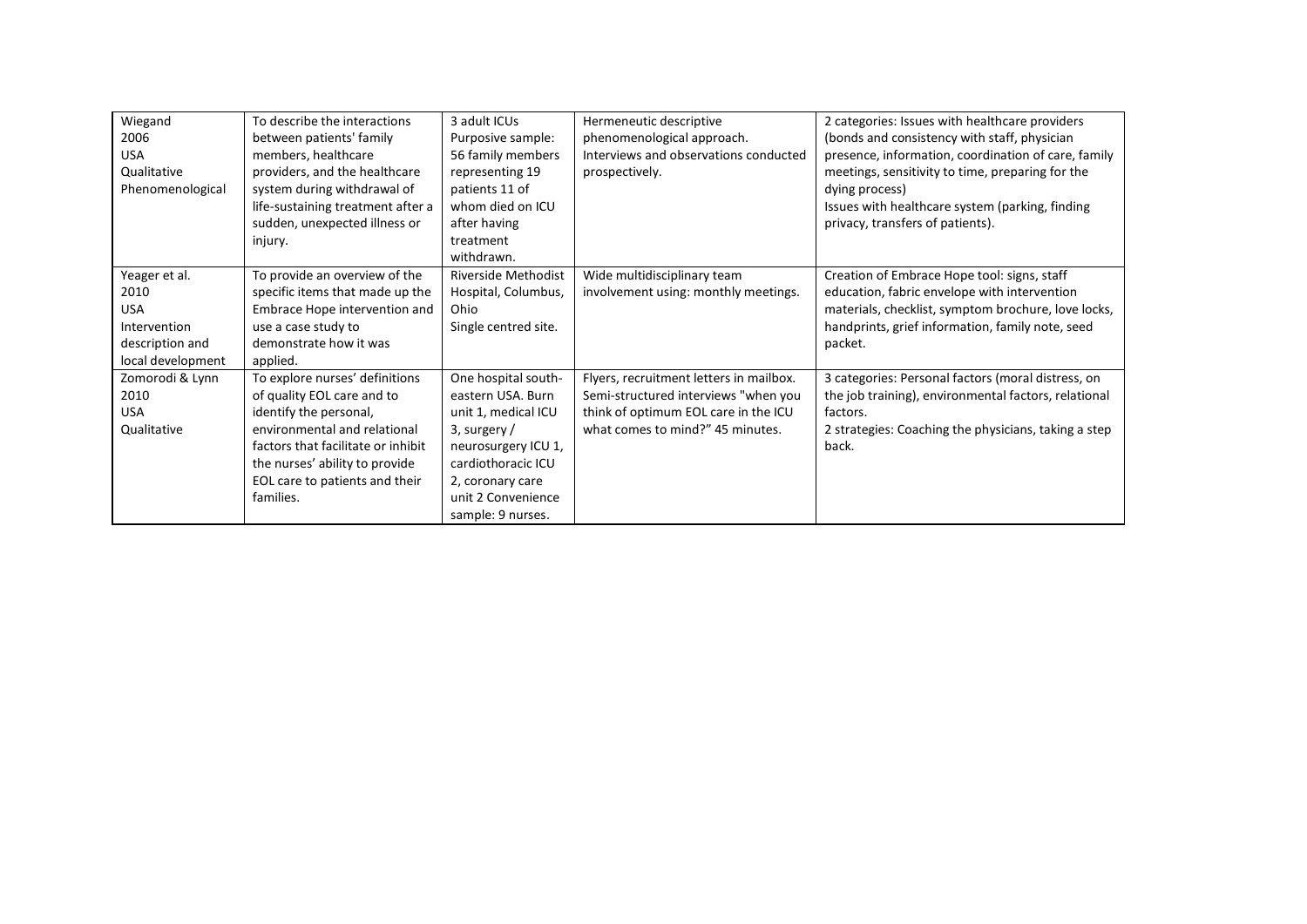| Wiegand<br>2006<br>USA<br>Qualitative<br>Phenomenological | To describe the interactions between patients' family members, healthcare providers, and the healthcare system during withdrawal of life-sustaining treatment after a sudden, unexpected illness or injury. | 3 adult ICUs<br>Purposive sample: 56 family members representing 19 patients 11 of whom died on ICU after having treatment withdrawn. | Hermeneutic descriptive phenomenological approach.<br>Interviews and observations conducted prospectively. | 2 categories: Issues with healthcare providers (bonds and consistency with staff, physician presence, information, coordination of care, family meetings, sensitivity to time, preparing for the dying process)<br>Issues with healthcare system (parking, finding privacy, transfers of patients). |
|---|---|---|---|---|
| Yeager et al.<br>2010<br>USA<br>Intervention description and local development | To provide an overview of the specific items that made up the Embrace Hope intervention and use a case study to demonstrate how it was applied. | Riverside Methodist Hospital, Columbus, Ohio<br>Single centred site. | Wide multidisciplinary team involvement using: monthly meetings. | Creation of Embrace Hope tool: signs, staff education, fabric envelope with intervention materials, checklist, symptom brochure, love locks, handprints, grief information, family note, seed packet. |
| Zomorodi & Lynn<br>2010<br>USA<br>Qualitative | To explore nurses' definitions of quality EOL care and to identify the personal, environmental and relational factors that facilitate or inhibit the nurses' ability to provide EOL care to patients and their families. | One hospital south-eastern USA. Burn unit 1, medical ICU 3, surgery / neurosurgery ICU 1, cardiothoracic ICU 2, coronary care unit 2 Convenience sample: 9 nurses. | Flyers, recruitment letters in mailbox.<br>Semi-structured interviews "when you think of optimum EOL care in the ICU what comes to mind?" 45 minutes. | 3 categories: Personal factors (moral distress, on the job training), environmental factors, relational factors.<br>2 strategies: Coaching the physicians, taking a step back. |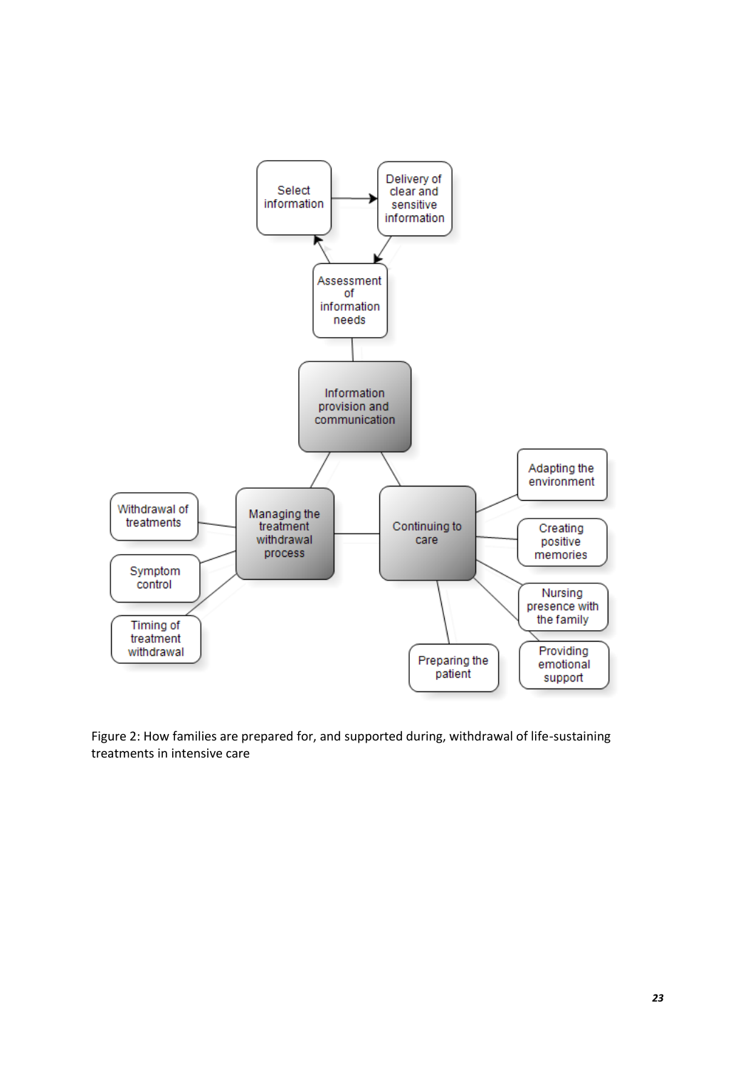Select information

Delivery of clear and sensitive information

Assessment of information needs

Information provision and communication

Managing the treatment withdrawal process

Continuing to care

Withdrawal of treatments

Symptom control

Timing of treatment withdrawal

Adapting the environment

Creating positive memories

Nursing presence with the family

Providing emotional support

Preparing the patient

Figure 2: How families are prepared for, and supported during, withdrawal of life-sustaining treatments in intensive care